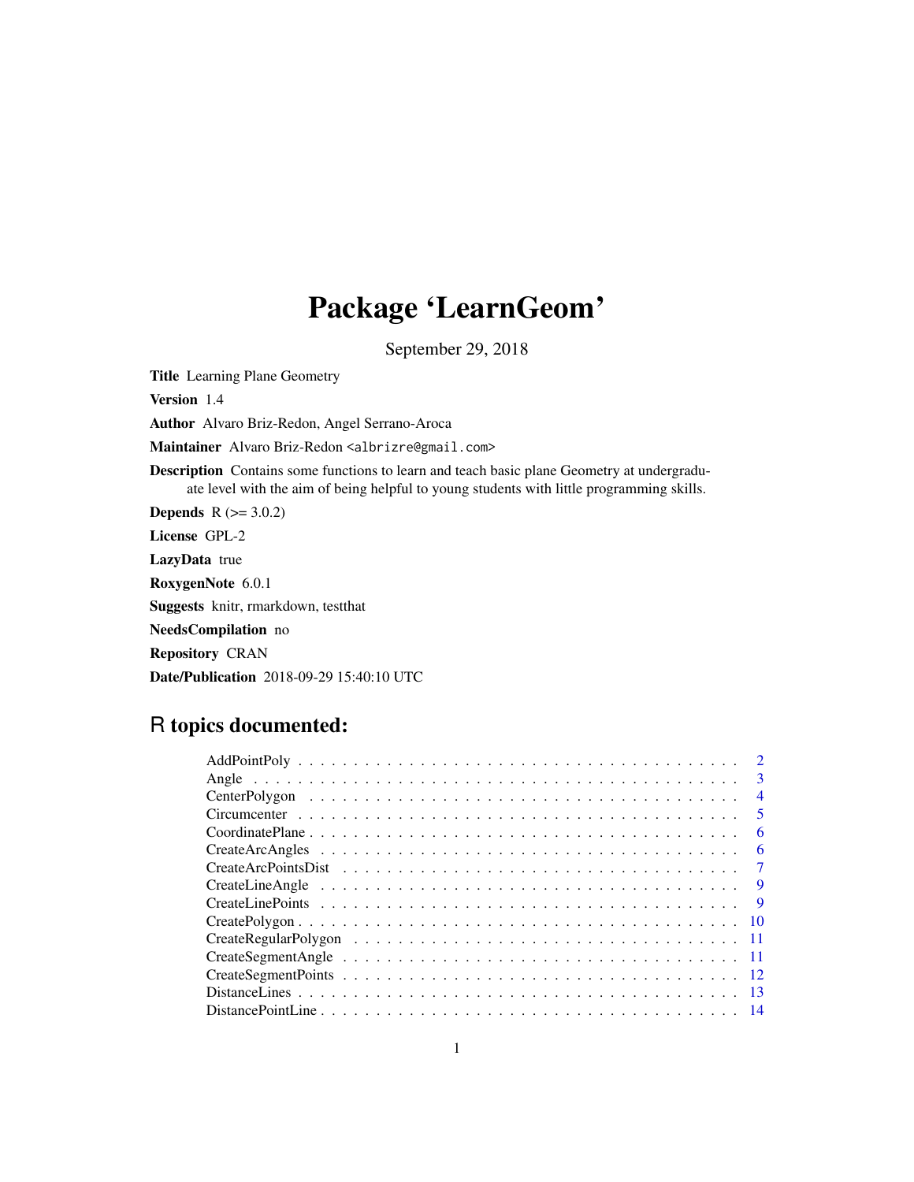# Package 'LearnGeom'

September 29, 2018

**Title** Learning Plane Geometry

**Version** 1.4

**Author** Alvaro Briz-Redon, Angel Serrano-Aroca

**Maintainer** Alvaro Briz-Redon <albrizre@gmail.com>

**Description** Contains some functions to learn and teach basic plane Geometry at undergraduate level with the aim of being helpful to young students with little programming skills.

**Depends** R (>= 3.0.2)

**License** GPL-2

**LazyData** true

**RoxygenNote** 6.0.1

**Suggests** knitr, rmarkdown, testthat

**NeedsCompilation** no

**Repository** CRAN

**Date/Publication** 2018-09-29 15:40:10 UTC

## R topics documented:

| | |
|---|---|
| AddPointPoly | 2 |
| Angle | 3 |
| CenterPolygon | 4 |
| Circumcenter | 5 |
| CoordinatePlane | 6 |
| CreateArcAngles | 6 |
| CreateArcPointsDist | 7 |
| CreateLineAngle | 9 |
| CreateLinePoints | 9 |
| CreatePolygon | 10 |
| CreateRegularPolygon | 11 |
| CreateSegmentAngle | 11 |
| CreateSegmentPoints | 12 |
| DistanceLines | 13 |
| DistancePointLine | 14 |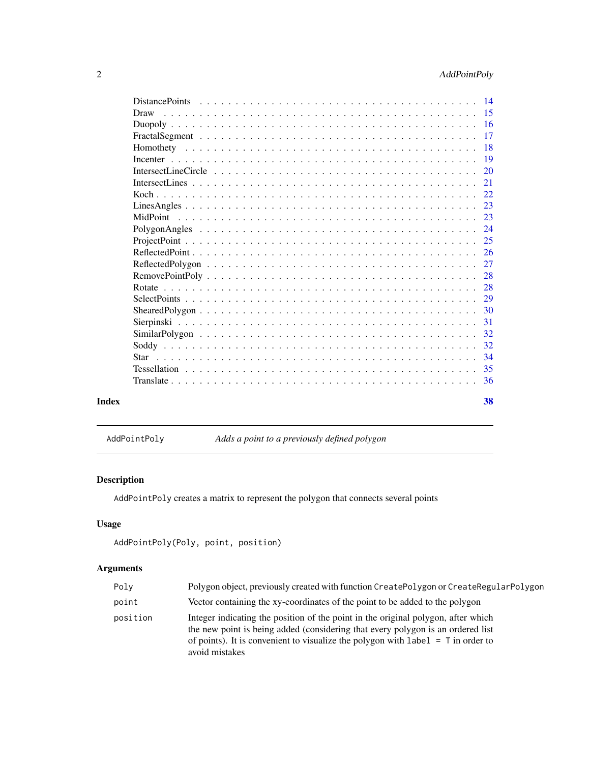DistancePoints . . . . . . . . . . . . . . . . . . . . . . . . . . . . . . . . . . . . 14
Draw . . . . . . . . . . . . . . . . . . . . . . . . . . . . . . . . . . . . . . . . . 15
Duopoly . . . . . . . . . . . . . . . . . . . . . . . . . . . . . . . . . . . . . . . 16
FractalSegment . . . . . . . . . . . . . . . . . . . . . . . . . . . . . . . . . . . 17
Homothety . . . . . . . . . . . . . . . . . . . . . . . . . . . . . . . . . . . . . 18
Incenter . . . . . . . . . . . . . . . . . . . . . . . . . . . . . . . . . . . . . . 19
IntersectLineCircle . . . . . . . . . . . . . . . . . . . . . . . . . . . . . . . . 20
IntersectLines . . . . . . . . . . . . . . . . . . . . . . . . . . . . . . . . . . . 21
Koch . . . . . . . . . . . . . . . . . . . . . . . . . . . . . . . . . . . . . . . . 22
LinesAngles . . . . . . . . . . . . . . . . . . . . . . . . . . . . . . . . . . . . 23
MidPoint . . . . . . . . . . . . . . . . . . . . . . . . . . . . . . . . . . . . . . 23
PolygonAngles . . . . . . . . . . . . . . . . . . . . . . . . . . . . . . . . . . . 24
ProjectPoint . . . . . . . . . . . . . . . . . . . . . . . . . . . . . . . . . . . . 25
ReflectedPoint . . . . . . . . . . . . . . . . . . . . . . . . . . . . . . . . . . . 26
ReflectedPolygon . . . . . . . . . . . . . . . . . . . . . . . . . . . . . . . . . 27
RemovePointPoly . . . . . . . . . . . . . . . . . . . . . . . . . . . . . . . . . . 28
Rotate . . . . . . . . . . . . . . . . . . . . . . . . . . . . . . . . . . . . . . . 28
SelectPoints . . . . . . . . . . . . . . . . . . . . . . . . . . . . . . . . . . . . 29
ShearedPolygon . . . . . . . . . . . . . . . . . . . . . . . . . . . . . . . . . . 30
Sierpinski . . . . . . . . . . . . . . . . . . . . . . . . . . . . . . . . . . . . . 31
SimilarPolygon . . . . . . . . . . . . . . . . . . . . . . . . . . . . . . . . . . . 32
Soddy . . . . . . . . . . . . . . . . . . . . . . . . . . . . . . . . . . . . . . . 32
Star . . . . . . . . . . . . . . . . . . . . . . . . . . . . . . . . . . . . . . . . . 34
Tessellation . . . . . . . . . . . . . . . . . . . . . . . . . . . . . . . . . . . . 35
Translate . . . . . . . . . . . . . . . . . . . . . . . . . . . . . . . . . . . . . . 36

**Index** **38**

---

`AddPointPoly` *Adds a point to a previously defined polygon*

---

## Description

`AddPointPoly` creates a matrix to represent the polygon that connects several points

## Usage

```
AddPointPoly(Poly, point, position)
```

## Arguments

| | |
|---|---|
| `Poly` | Polygon object, previously created with function `CreatePolygon` or `CreateRegularPolygon` |
| `point` | Vector containing the xy-coordinates of the point to be added to the polygon |
| `position` | Integer indicating the position of the point in the original polygon, after which the new point is being added (considering that every polygon is an ordered list of points). It is convenient to visualize the polygon with `label = T` in order to avoid mistakes |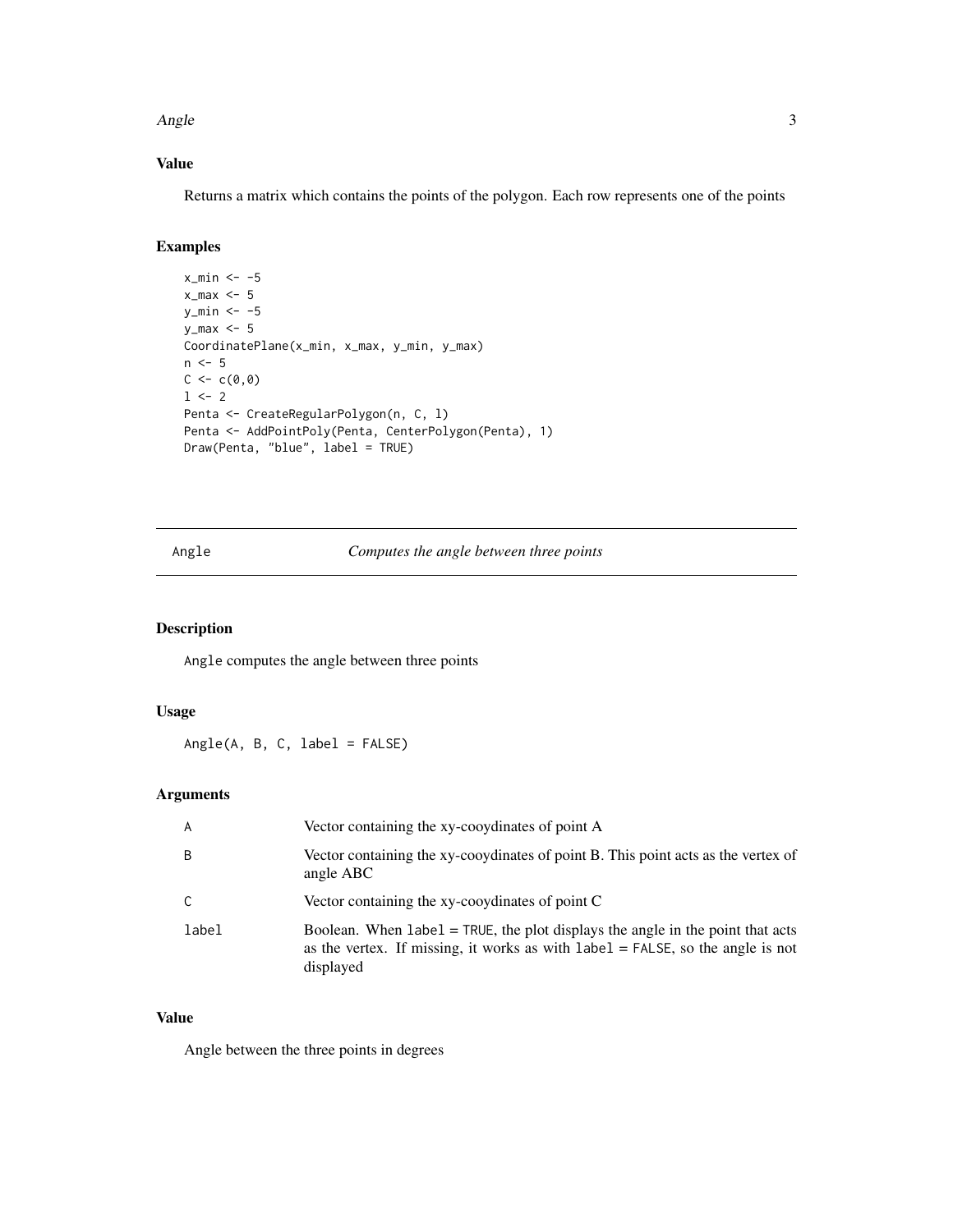### Value

Returns a matrix which contains the points of the polygon. Each row represents one of the points

### Examples

```
x_min <- -5
x_max <- 5
y_min <- -5
y_max <- 5
CoordinatePlane(x_min, x_max, y_min, y_max)
n <- 5
C <- c(0,0)
l <- 2
Penta <- CreateRegularPolygon(n, C, l)
Penta <- AddPointPoly(Penta, CenterPolygon(Penta), 1)
Draw(Penta, "blue", label = TRUE)
```

---

## Angle — *Computes the angle between three points*

---

### Description

`Angle` computes the angle between three points

### Usage

```
Angle(A, B, C, label = FALSE)
```

### Arguments

| | |
|---|---|
| `A` | Vector containing the xy-cooydinates of point A |
| `B` | Vector containing the xy-cooydinates of point B. This point acts as the vertex of angle ABC |
| `C` | Vector containing the xy-cooydinates of point C |
| `label` | Boolean. When `label = TRUE`, the plot displays the angle in the point that acts as the vertex. If missing, it works as with `label = FALSE`, so the angle is not displayed |

### Value

Angle between the three points in degrees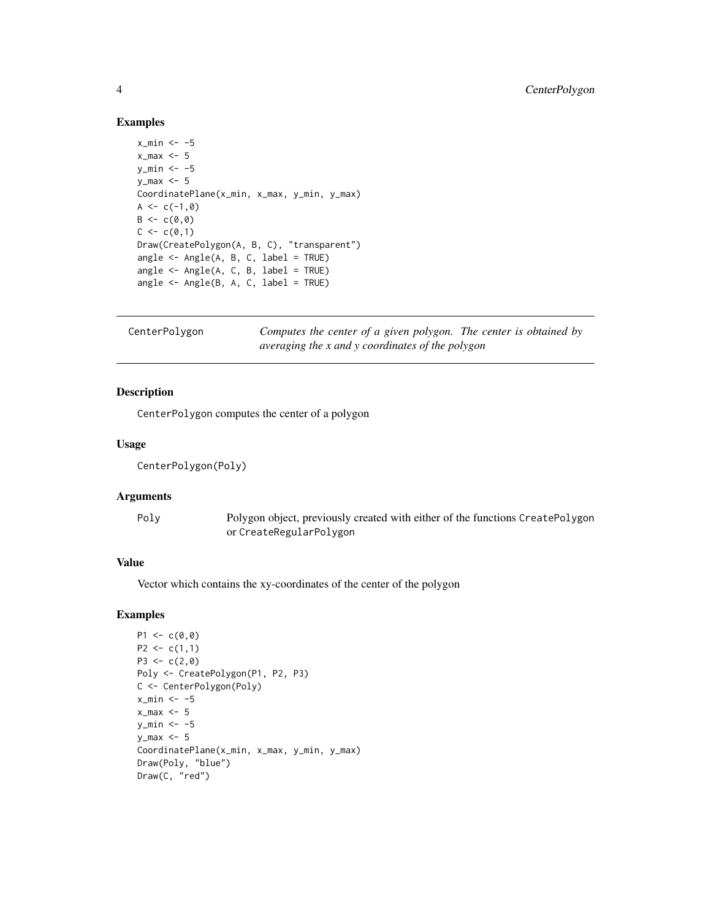## Examples

```
x_min <- -5
x_max <- 5
y_min <- -5
y_max <- 5
CoordinatePlane(x_min, x_max, y_min, y_max)
A <- c(-1,0)
B <- c(0,0)
C <- c(0,1)
Draw(CreatePolygon(A, B, C), "transparent")
angle <- Angle(A, B, C, label = TRUE)
angle <- Angle(A, C, B, label = TRUE)
angle <- Angle(B, A, C, label = TRUE)
```

---

# CenterPolygon — *Computes the center of a given polygon. The center is obtained by averaging the x and y coordinates of the polygon*

## Description

CenterPolygon computes the center of a polygon

## Usage

```
CenterPolygon(Poly)
```

## Arguments

| | |
|---|---|
| Poly | Polygon object, previously created with either of the functions CreatePolygon or CreateRegularPolygon |

## Value

Vector which contains the xy-coordinates of the center of the polygon

## Examples

```
P1 <- c(0,0)
P2 <- c(1,1)
P3 <- c(2,0)
Poly <- CreatePolygon(P1, P2, P3)
C <- CenterPolygon(Poly)
x_min <- -5
x_max <- 5
y_min <- -5
y_max <- 5
CoordinatePlane(x_min, x_max, y_min, y_max)
Draw(Poly, "blue")
Draw(C, "red")
```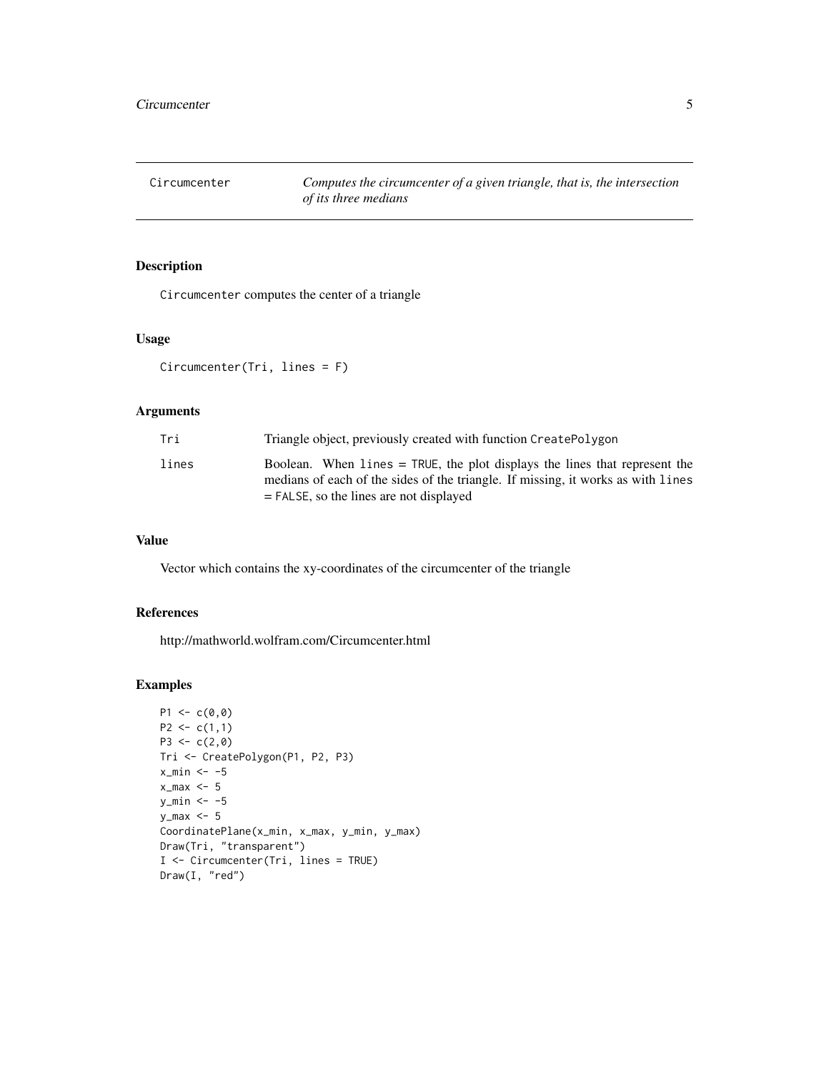Circumcener — *Computes the circumcenter of a given triangle, that is, the intersection of its three medians*

## Description

`Circumcenter` computes the center of a triangle

## Usage

```
Circumcenter(Tri, lines = F)
```

## Arguments

| Argument | Description |
|---|---|
| `Tri` | Triangle object, previously created with function `CreatePolygon` |
| `lines` | Boolean. When `lines = TRUE`, the plot displays the lines that represent the medians of each of the sides of the triangle. If missing, it works as with `lines = FALSE`, so the lines are not displayed |

## Value

Vector which contains the xy-coordinates of the circumcenter of the triangle

## References

http://mathworld.wolfram.com/Circumcenter.html

## Examples

```
P1 <- c(0,0)
P2 <- c(1,1)
P3 <- c(2,0)
Tri <- CreatePolygon(P1, P2, P3)
x_min <- -5
x_max <- 5
y_min <- -5
y_max <- 5
CoordinatePlane(x_min, x_max, y_min, y_max)
Draw(Tri, "transparent")
I <- Circumcenter(Tri, lines = TRUE)
Draw(I, "red")
```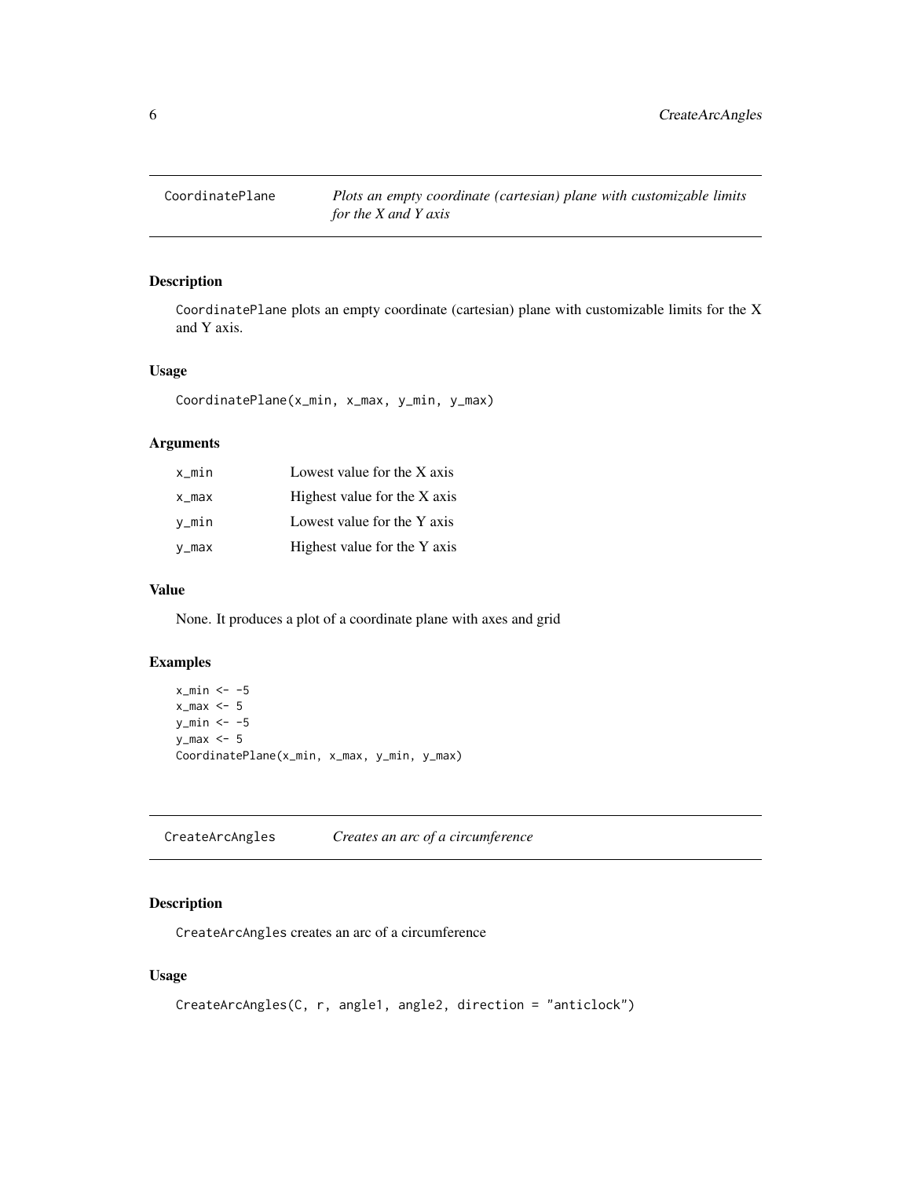## CoordinatePlane

*Plots an empty coordinate (cartesian) plane with customizable limits for the X and Y axis*

### Description

CoordinatePlane plots an empty coordinate (cartesian) plane with customizable limits for the X and Y axis.

### Usage

```
CoordinatePlane(x_min, x_max, y_min, y_max)
```

### Arguments

| | |
|---|---|
| x_min | Lowest value for the X axis |
| x_max | Highest value for the X axis |
| y_min | Lowest value for the Y axis |
| y_max | Highest value for the Y axis |

### Value

None. It produces a plot of a coordinate plane with axes and grid

### Examples

```
x_min <- -5
x_max <- 5
y_min <- -5
y_max <- 5
CoordinatePlane(x_min, x_max, y_min, y_max)
```

## CreateArcAngles

*Creates an arc of a circumference*

### Description

CreateArcAngles creates an arc of a circumference

### Usage

```
CreateArcAngles(C, r, angle1, angle2, direction = "anticlock")
```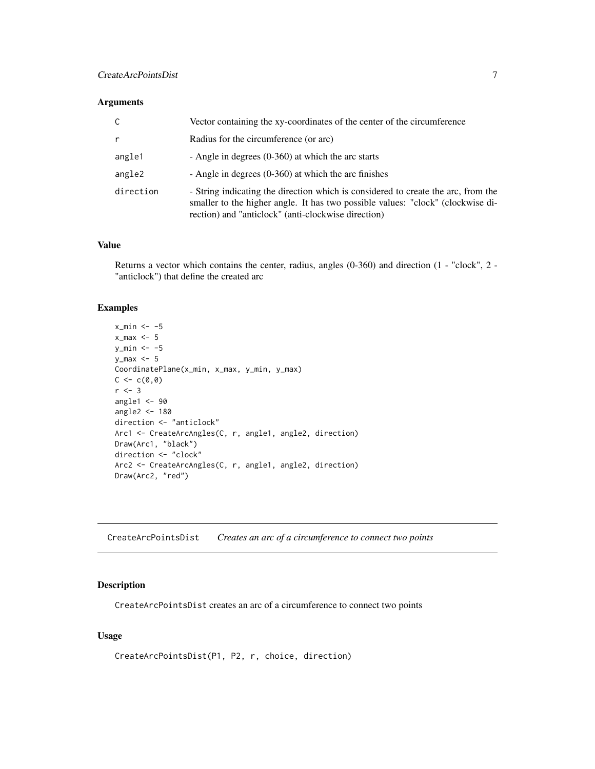### Arguments

| | |
|---|---|
| C | Vector containing the xy-coordinates of the center of the circumference |
| r | Radius for the circumference (or arc) |
| angle1 | - Angle in degrees (0-360) at which the arc starts |
| angle2 | - Angle in degrees (0-360) at which the arc finishes |
| direction | - String indicating the direction which is considered to create the arc, from the smaller to the higher angle. It has two possible values: "clock" (clockwise direction) and "anticlock" (anti-clockwise direction) |

### Value

Returns a vector which contains the center, radius, angles (0-360) and direction (1 - "clock", 2 - "anticlock") that define the created arc

### Examples

```
x_min <- -5
x_max <- 5
y_min <- -5
y_max <- 5
CoordinatePlane(x_min, x_max, y_min, y_max)
C <- c(0,0)
r <- 3
angle1 <- 90
angle2 <- 180
direction <- "anticlock"
Arc1 <- CreateArcAngles(C, r, angle1, angle2, direction)
Draw(Arc1, "black")
direction <- "clock"
Arc2 <- CreateArcAngles(C, r, angle1, angle2, direction)
Draw(Arc2, "red")
```

## CreateArcPointsDist *Creates an arc of a circumference to connect two points*

### Description

CreateArcPointsDist creates an arc of a circumference to connect two points

### Usage

```
CreateArcPointsDist(P1, P2, r, choice, direction)
```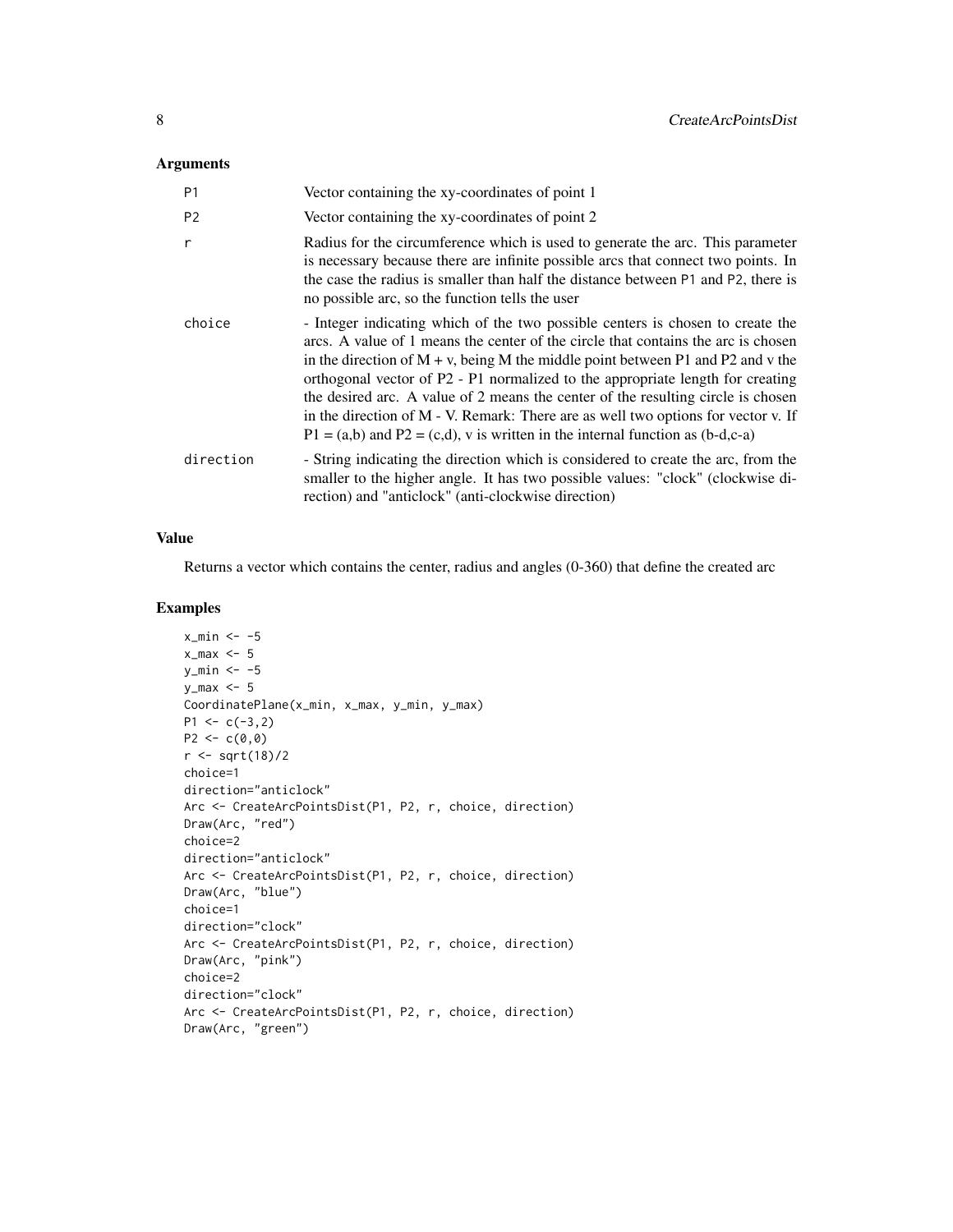### Arguments

| | |
|---|---|
| P1 | Vector containing the xy-coordinates of point 1 |
| P2 | Vector containing the xy-coordinates of point 2 |
| r | Radius for the circumference which is used to generate the arc. This parameter is necessary because there are infinite possible arcs that connect two points. In the case the radius is smaller than half the distance between P1 and P2, there is no possible arc, so the function tells the user |
| choice | - Integer indicating which of the two possible centers is chosen to create the arcs. A value of 1 means the center of the circle that contains the arc is chosen in the direction of M + v, being M the middle point between P1 and P2 and v the orthogonal vector of P2 - P1 normalized to the appropriate length for creating the desired arc. A value of 2 means the center of the resulting circle is chosen in the direction of M - V. Remark: There are as well two options for vector v. If P1 = (a,b) and P2 = (c,d), v is written in the internal function as (b-d,c-a) |
| direction | - String indicating the direction which is considered to create the arc, from the smaller to the higher angle. It has two possible values: "clock" (clockwise direction) and "anticlock" (anti-clockwise direction) |

### Value

Returns a vector which contains the center, radius and angles (0-360) that define the created arc

### Examples

```
x_min <- -5
x_max <- 5
y_min <- -5
y_max <- 5
CoordinatePlane(x_min, x_max, y_min, y_max)
P1 <- c(-3,2)
P2 <- c(0,0)
r <- sqrt(18)/2
choice=1
direction="anticlock"
Arc <- CreateArcPointsDist(P1, P2, r, choice, direction)
Draw(Arc, "red")
choice=2
direction="anticlock"
Arc <- CreateArcPointsDist(P1, P2, r, choice, direction)
Draw(Arc, "blue")
choice=1
direction="clock"
Arc <- CreateArcPointsDist(P1, P2, r, choice, direction)
Draw(Arc, "pink")
choice=2
direction="clock"
Arc <- CreateArcPointsDist(P1, P2, r, choice, direction)
Draw(Arc, "green")
```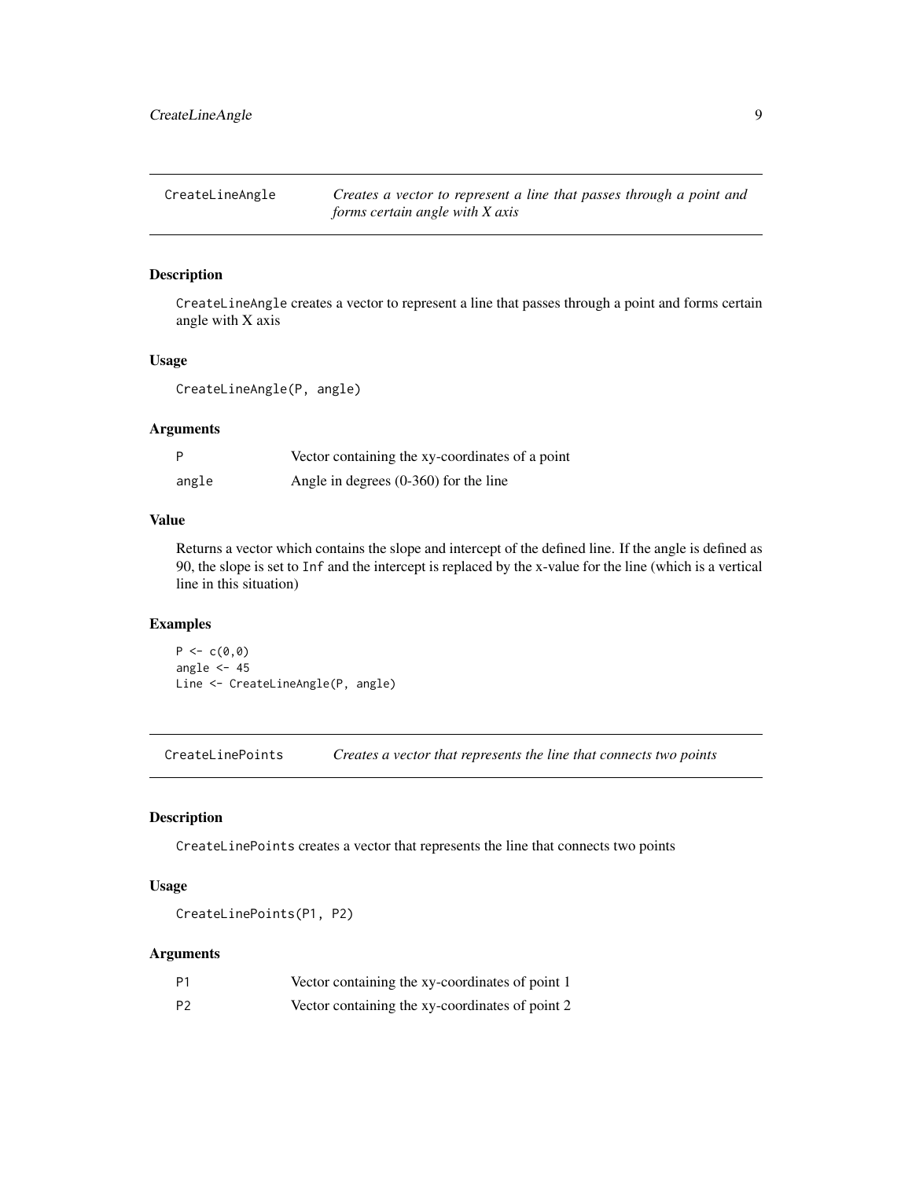## CreateLineAngle — *Creates a vector to represent a line that passes through a point and forms certain angle with X axis*

### Description

`CreateLineAngle` creates a vector to represent a line that passes through a point and forms certain angle with X axis

### Usage

```
CreateLineAngle(P, angle)
```

### Arguments

| | |
|---|---|
| `P` | Vector containing the xy-coordinates of a point |
| `angle` | Angle in degrees (0-360) for the line |

### Value

Returns a vector which contains the slope and intercept of the defined line. If the angle is defined as 90, the slope is set to `Inf` and the intercept is replaced by the x-value for the line (which is a vertical line in this situation)

### Examples

```
P <- c(0,0)
angle <- 45
Line <- CreateLineAngle(P, angle)
```

## CreateLinePoints — *Creates a vector that represents the line that connects two points*

### Description

`CreateLinePoints` creates a vector that represents the line that connects two points

### Usage

```
CreateLinePoints(P1, P2)
```

### Arguments

| | |
|---|---|
| `P1` | Vector containing the xy-coordinates of point 1 |
| `P2` | Vector containing the xy-coordinates of point 2 |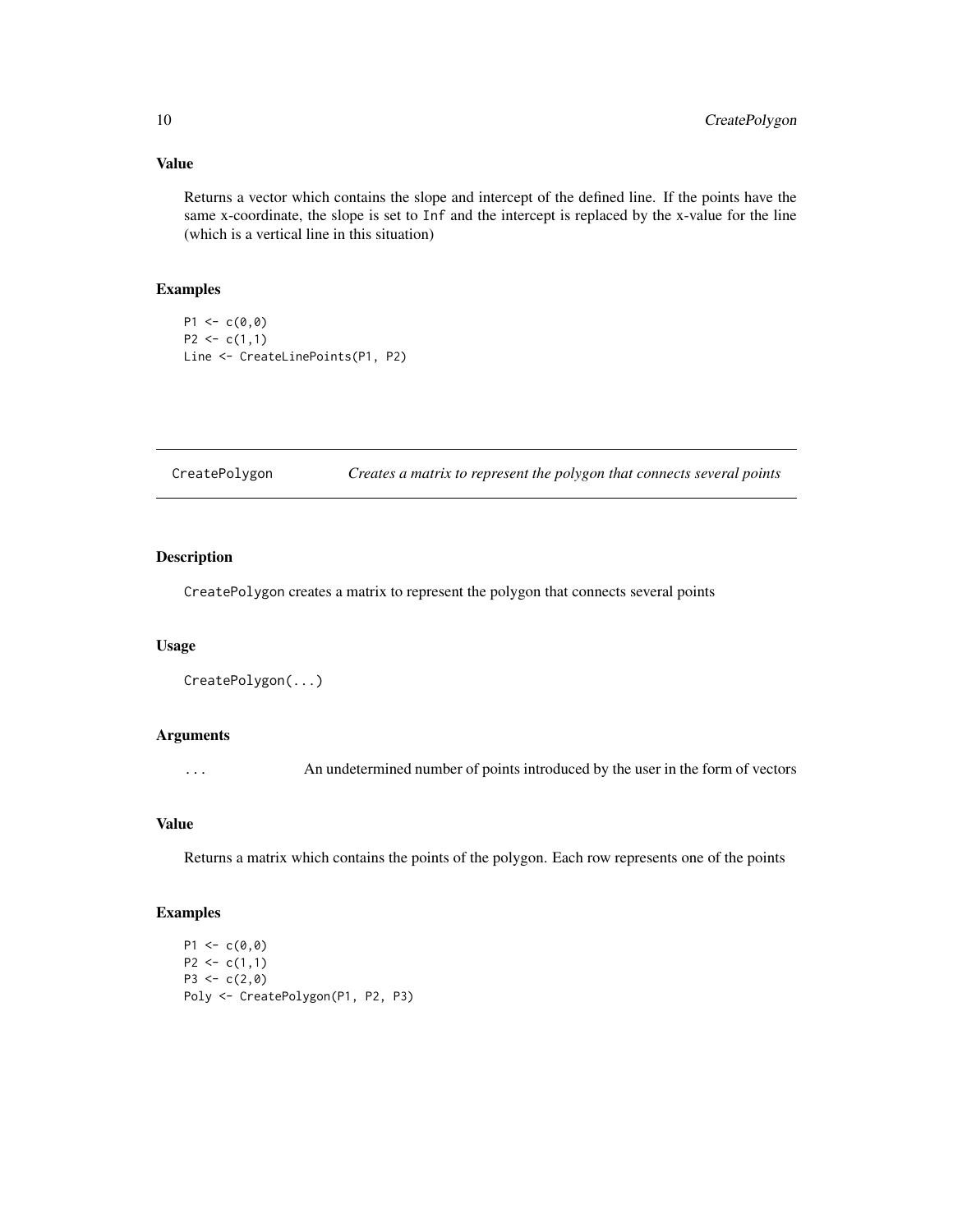### Value

Returns a vector which contains the slope and intercept of the defined line. If the points have the same x-coordinate, the slope is set to `Inf` and the intercept is replaced by the x-value for the line (which is a vertical line in this situation)

### Examples

```
P1 <- c(0,0)
P2 <- c(1,1)
Line <- CreateLinePoints(P1, P2)
```

---

## CreatePolygon — *Creates a matrix to represent the polygon that connects several points*

---

### Description

`CreatePolygon` creates a matrix to represent the polygon that connects several points

### Usage

```
CreatePolygon(...)
```

### Arguments

| | |
|---|---|
| `...` | An undetermined number of points introduced by the user in the form of vectors |

### Value

Returns a matrix which contains the points of the polygon. Each row represents one of the points

### Examples

```
P1 <- c(0,0)
P2 <- c(1,1)
P3 <- c(2,0)
Poly <- CreatePolygon(P1, P2, P3)
```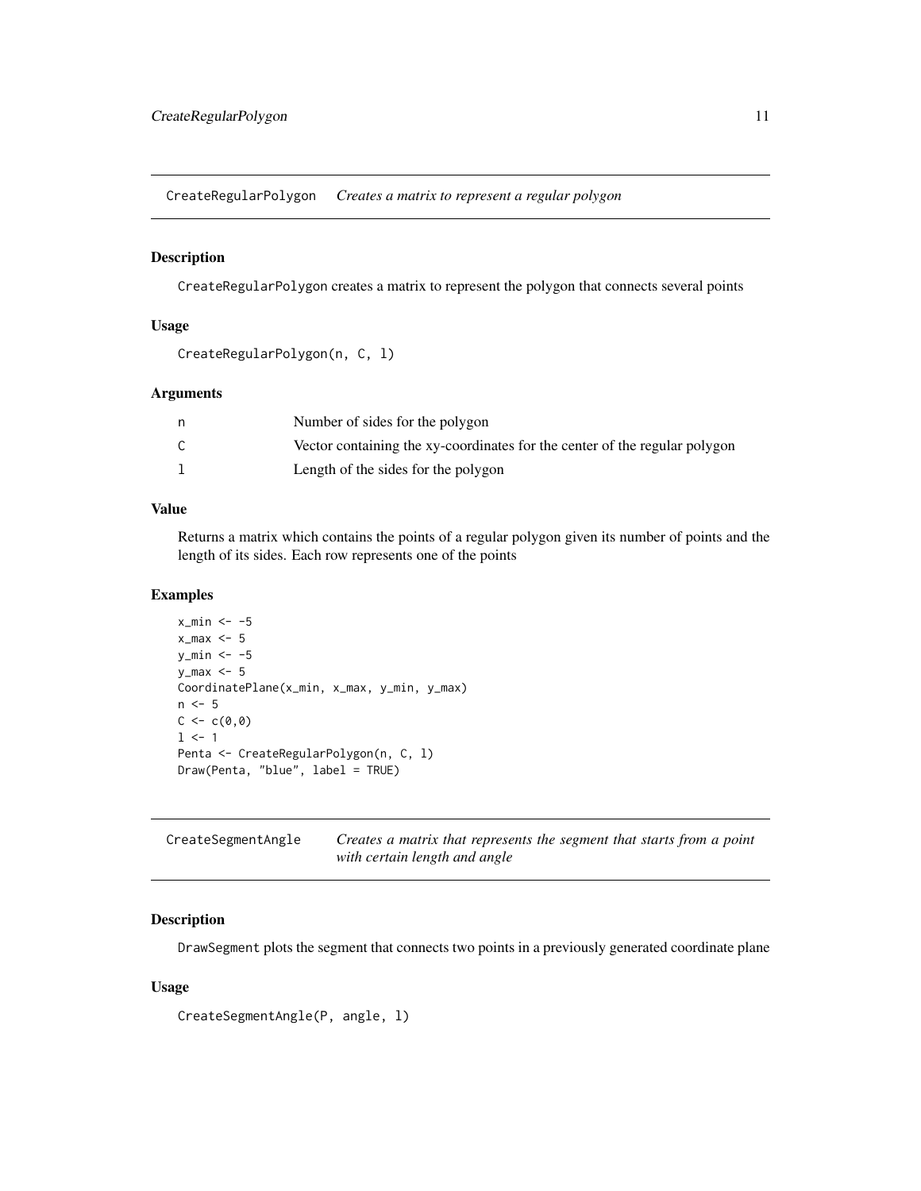## CreateRegularPolygon    *Creates a matrix to represent a regular polygon*

### Description

CreateRegularPolygon creates a matrix to represent the polygon that connects several points

### Usage

```
CreateRegularPolygon(n, C, l)
```

### Arguments

| | |
|---|---|
| n | Number of sides for the polygon |
| C | Vector containing the xy-coordinates for the center of the regular polygon |
| l | Length of the sides for the polygon |

### Value

Returns a matrix which contains the points of a regular polygon given its number of points and the length of its sides. Each row represents one of the points

### Examples

```
x_min <- -5
x_max <- 5
y_min <- -5
y_max <- 5
CoordinatePlane(x_min, x_max, y_min, y_max)
n <- 5
C <- c(0,0)
l <- 1
Penta <- CreateRegularPolygon(n, C, l)
Draw(Penta, "blue", label = TRUE)
```

## CreateSegmentAngle    *Creates a matrix that represents the segment that starts from a point with certain length and angle*

### Description

DrawSegment plots the segment that connects two points in a previously generated coordinate plane

### Usage

```
CreateSegmentAngle(P, angle, l)
```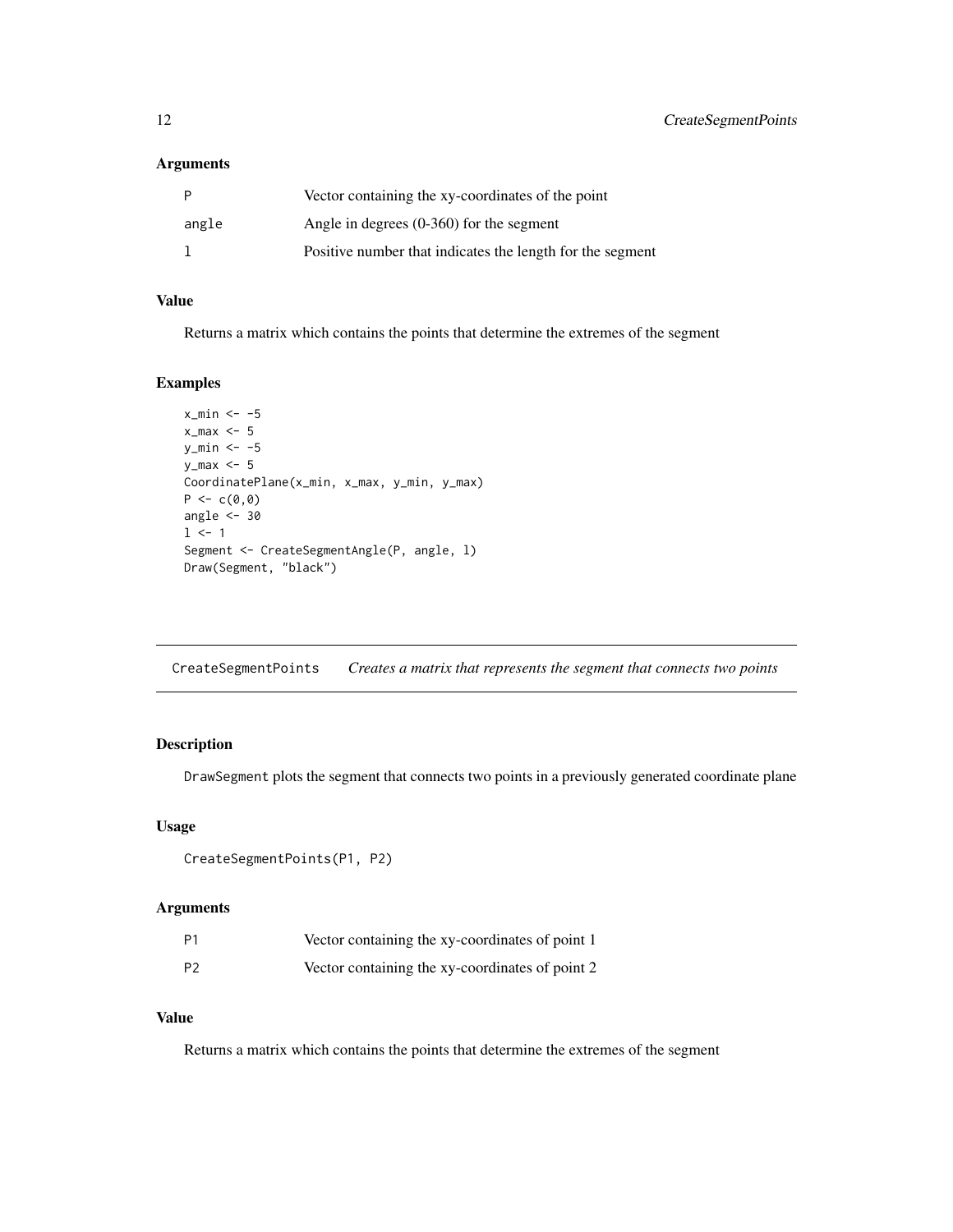### Arguments

| | |
|---|---|
| P | Vector containing the xy-coordinates of the point |
| angle | Angle in degrees (0-360) for the segment |
| l | Positive number that indicates the length for the segment |

### Value

Returns a matrix which contains the points that determine the extremes of the segment

### Examples

```
x_min <- -5
x_max <- 5
y_min <- -5
y_max <- 5
CoordinatePlane(x_min, x_max, y_min, y_max)
P <- c(0,0)
angle <- 30
l <- 1
Segment <- CreateSegmentAngle(P, angle, l)
Draw(Segment, "black")
```

---

## CreateSegmentPoints *Creates a matrix that represents the segment that connects two points*

---

### Description

DrawSegment plots the segment that connects two points in a previously generated coordinate plane

### Usage

```
CreateSegmentPoints(P1, P2)
```

### Arguments

| | |
|---|---|
| P1 | Vector containing the xy-coordinates of point 1 |
| P2 | Vector containing the xy-coordinates of point 2 |

### Value

Returns a matrix which contains the points that determine the extremes of the segment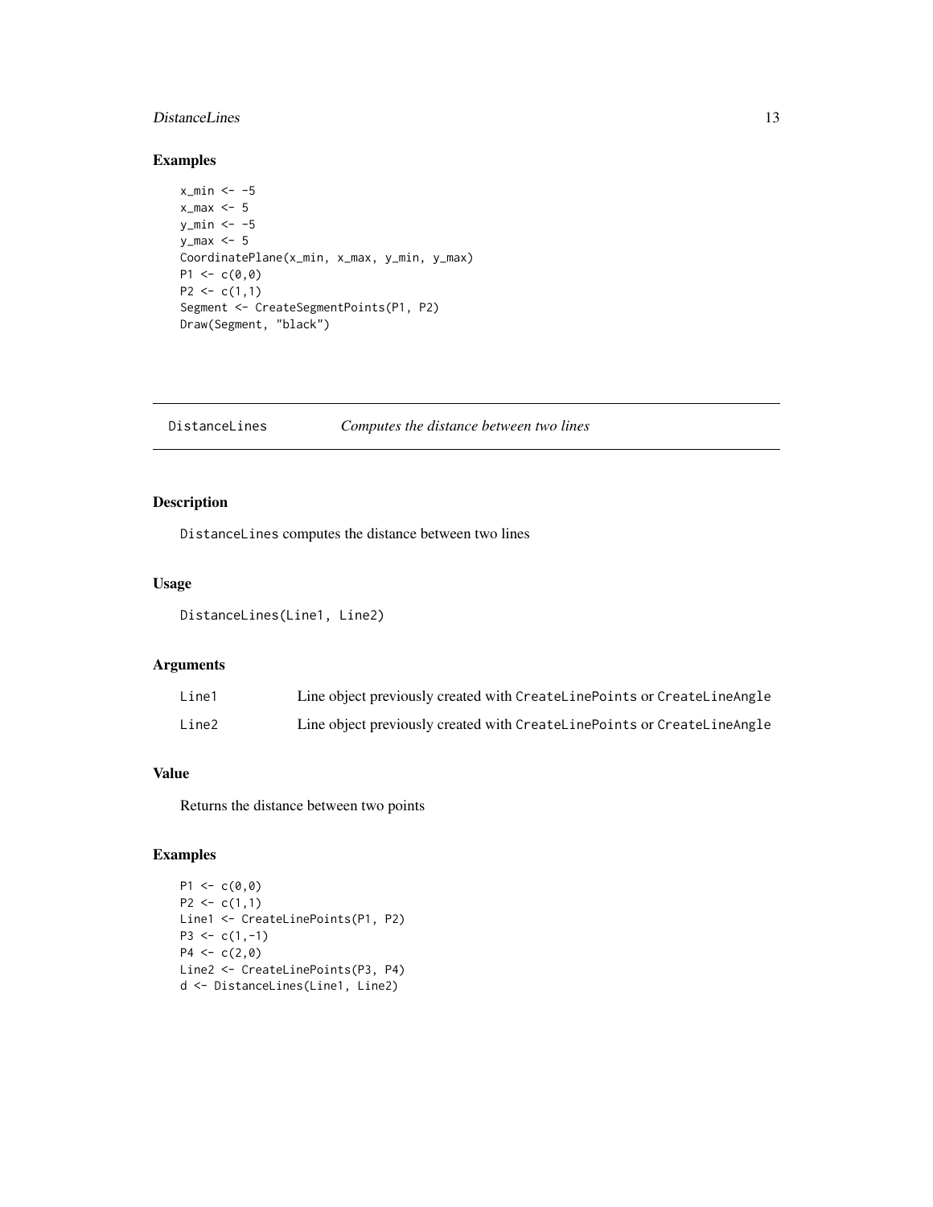## Examples

```
x_min <- -5
x_max <- 5
y_min <- -5
y_max <- 5
CoordinatePlane(x_min, x_max, y_min, y_max)
P1 <- c(0,0)
P2 <- c(1,1)
Segment <- CreateSegmentPoints(P1, P2)
Draw(Segment, "black")
```

---

`DistanceLines` *Computes the distance between two lines*

---

## Description

`DistanceLines` computes the distance between two lines

## Usage

```
DistanceLines(Line1, Line2)
```

## Arguments

| | |
|---|---|
| Line1 | Line object previously created with `CreateLinePoints` or `CreateLineAngle` |
| Line2 | Line object previously created with `CreateLinePoints` or `CreateLineAngle` |

## Value

Returns the distance between two points

## Examples

```
P1 <- c(0,0)
P2 <- c(1,1)
Line1 <- CreateLinePoints(P1, P2)
P3 <- c(1,-1)
P4 <- c(2,0)
Line2 <- CreateLinePoints(P3, P4)
d <- DistanceLines(Line1, Line2)
```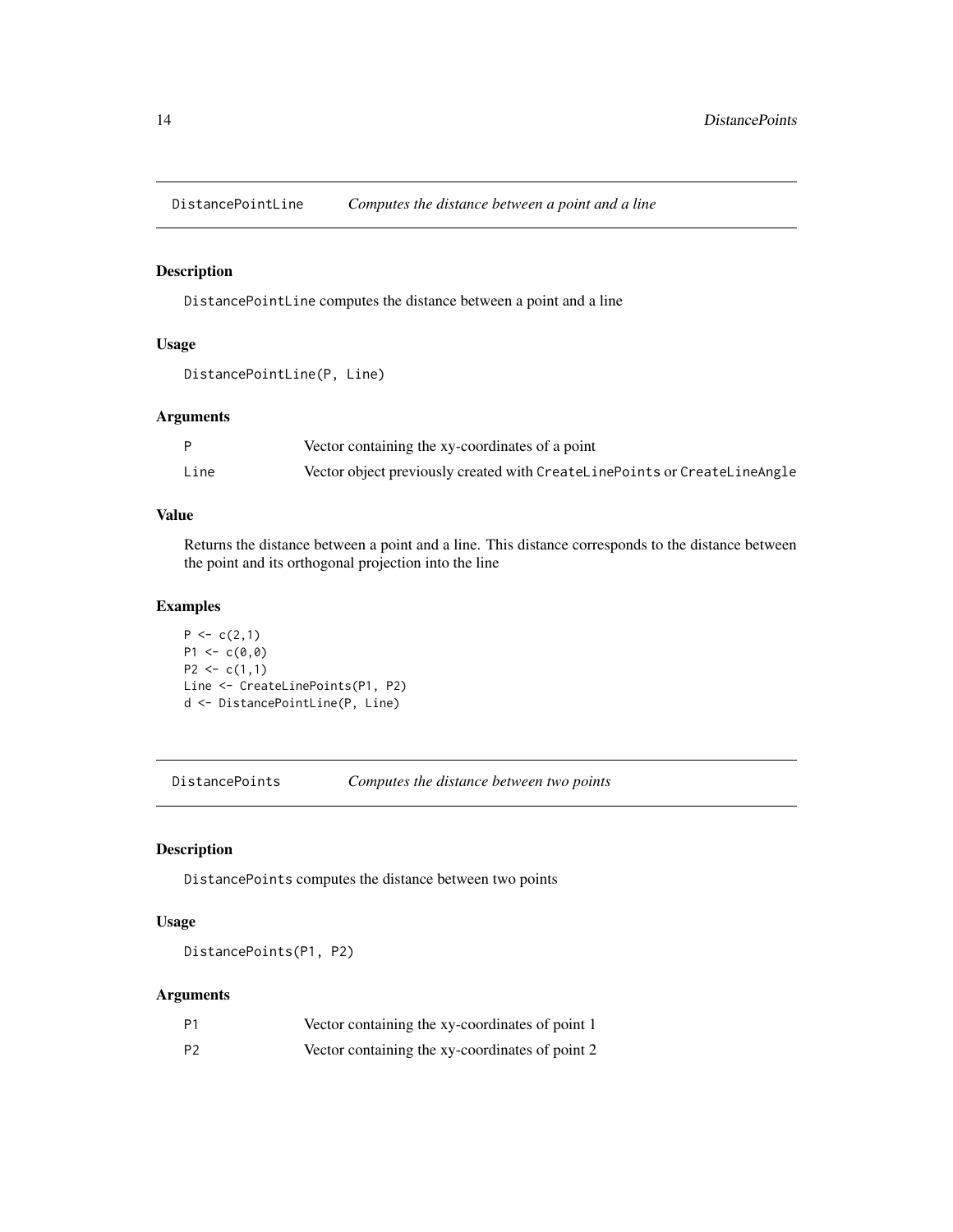## DistancePointLine *Computes the distance between a point and a line*

### Description

DistancePointLine computes the distance between a point and a line

### Usage

```
DistancePointLine(P, Line)
```

### Arguments

| | |
|---|---|
| P | Vector containing the xy-coordinates of a point |
| Line | Vector object previously created with CreateLinePoints or CreateLineAngle |

### Value

Returns the distance between a point and a line. This distance corresponds to the distance between the point and its orthogonal projection into the line

### Examples

```
P <- c(2,1)
P1 <- c(0,0)
P2 <- c(1,1)
Line <- CreateLinePoints(P1, P2)
d <- DistancePointLine(P, Line)
```

## DistancePoints *Computes the distance between two points*

### Description

DistancePoints computes the distance between two points

### Usage

```
DistancePoints(P1, P2)
```

### Arguments

| | |
|---|---|
| P1 | Vector containing the xy-coordinates of point 1 |
| P2 | Vector containing the xy-coordinates of point 2 |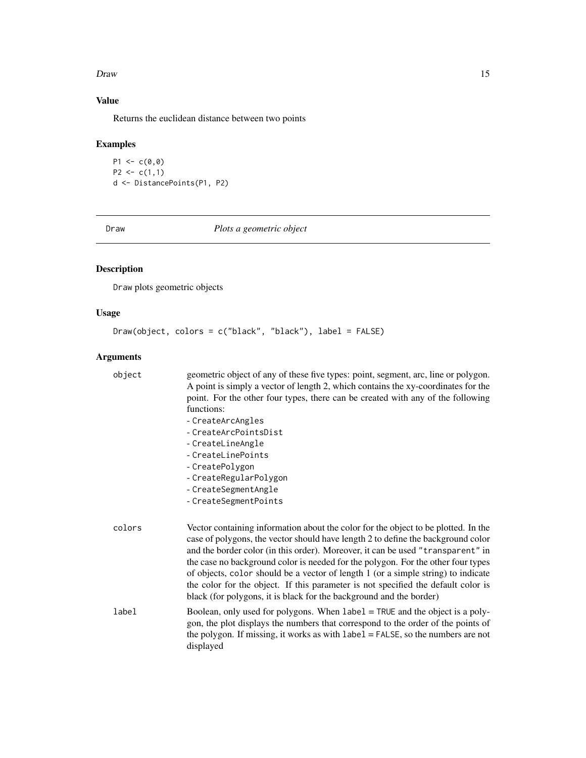## Value

Returns the euclidean distance between two points

## Examples

```
P1 <- c(0,0)
P2 <- c(1,1)
d <- DistancePoints(P1, P2)
```

---

# Draw *Plots a geometric object*

## Description

`Draw` plots geometric objects

## Usage

```
Draw(object, colors = c("black", "black"), label = FALSE)
```

## Arguments

| | |
|---|---|
| `object` | geometric object of any of these five types: point, segment, arc, line or polygon. A point is simply a vector of length 2, which contains the xy-coordinates for the point. For the other four types, there can be created with any of the following functions:<br>- `CreateArcAngles`<br>- `CreateArcPointsDist`<br>- `CreateLineAngle`<br>- `CreateLinePoints`<br>- `CreatePolygon`<br>- `CreateRegularPolygon`<br>- `CreateSegmentAngle`<br>- `CreateSegmentPoints` |
| `colors` | Vector containing information about the color for the object to be plotted. In the case of polygons, the vector should have length 2 to define the background color and the border color (in this order). Moreover, it can be used `"transparent"` in the case no background color is needed for the polygon. For the other four types of objects, `color` should be a vector of length 1 (or a simple string) to indicate the color for the object. If this parameter is not specified the default color is black (for polygons, it is black for the background and the border) |
| `label` | Boolean, only used for polygons. When `label = TRUE` and the object is a polygon, the plot displays the numbers that correspond to the order of the points of the polygon. If missing, it works as with `label = FALSE`, so the numbers are not displayed |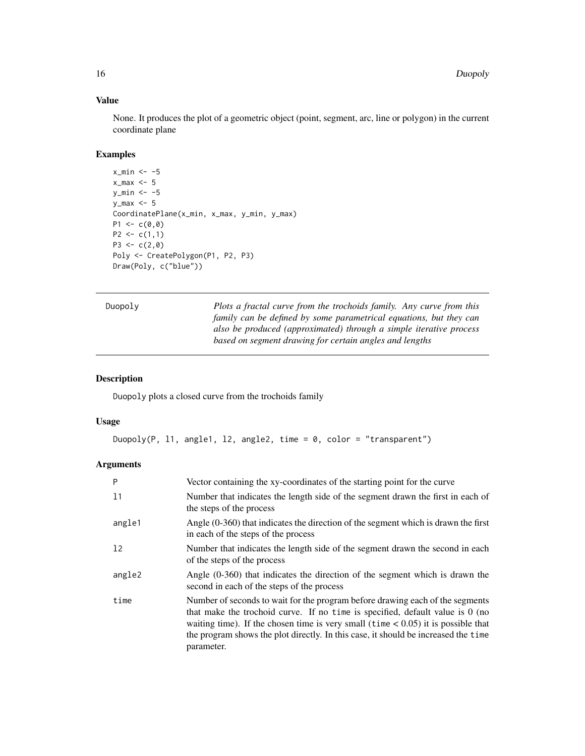### Value

None. It produces the plot of a geometric object (point, segment, arc, line or polygon) in the current coordinate plane

### Examples

```
x_min <- -5
x_max <- 5
y_min <- -5
y_max <- 5
CoordinatePlane(x_min, x_max, y_min, y_max)
P1 <- c(0,0)
P2 <- c(1,1)
P3 <- c(2,0)
Poly <- CreatePolygon(P1, P2, P3)
Draw(Poly, c("blue"))
```

---

## Duopoly

*Plots a fractal curve from the trochoids family. Any curve from this family can be defined by some parametrical equations, but they can also be produced (approximated) through a simple iterative process based on segment drawing for certain angles and lengths*

---

### Description

`Duopoly` plots a closed curve from the trochoids family

### Usage

```
Duopoly(P, l1, angle1, l2, angle2, time = 0, color = "transparent")
```

### Arguments

| | |
|---|---|
| `P` | Vector containing the xy-coordinates of the starting point for the curve |
| `l1` | Number that indicates the length side of the segment drawn the first in each of the steps of the process |
| `angle1` | Angle (0-360) that indicates the direction of the segment which is drawn the first in each of the steps of the process |
| `l2` | Number that indicates the length side of the segment drawn the second in each of the steps of the process |
| `angle2` | Angle (0-360) that indicates the direction of the segment which is drawn the second in each of the steps of the process |
| `time` | Number of seconds to wait for the program before drawing each of the segments that make the trochoid curve. If no `time` is specified, default value is 0 (no waiting time). If the chosen time is very small (`time` < 0.05) it is possible that the program shows the plot directly. In this case, it should be increased the `time` parameter. |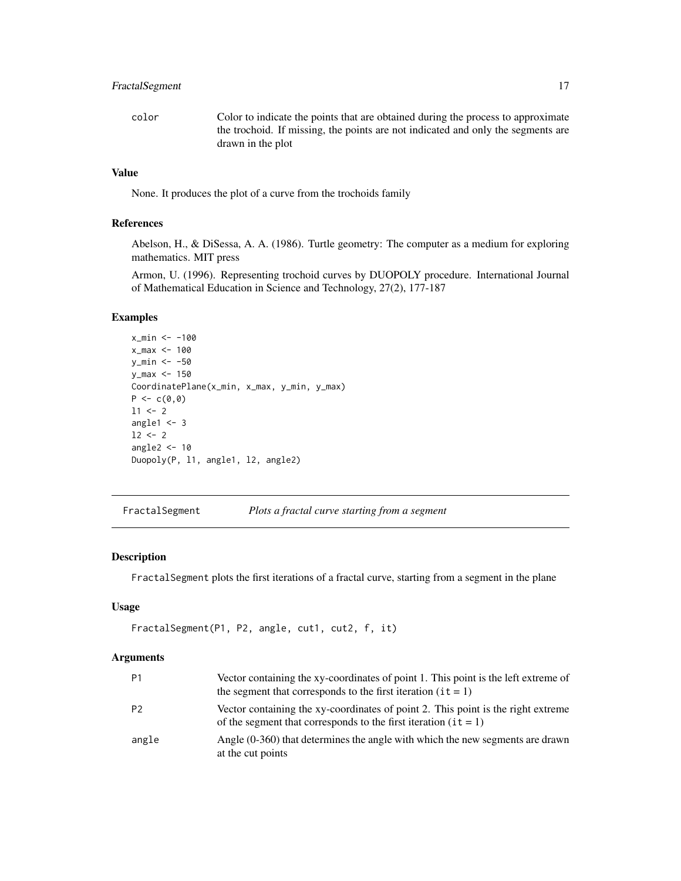| | |
|---|---|
| color | Color to indicate the points that are obtained during the process to approximate the trochoid. If missing, the points are not indicated and only the segments are drawn in the plot |

### Value

None. It produces the plot of a curve from the trochoids family

### References

Abelson, H., & DiSessa, A. A. (1986). Turtle geometry: The computer as a medium for exploring mathematics. MIT press

Armon, U. (1996). Representing trochoid curves by DUOPOLY procedure. International Journal of Mathematical Education in Science and Technology, 27(2), 177-187

### Examples

```
x_min <- -100
x_max <- 100
y_min <- -50
y_max <- 150
CoordinatePlane(x_min, x_max, y_min, y_max)
P <- c(0,0)
l1 <- 2
angle1 <- 3
l2 <- 2
angle2 <- 10
Duopoly(P, l1, angle1, l2, angle2)
```

---

## FractalSegment — *Plots a fractal curve starting from a segment*

### Description

FractalSegment plots the first iterations of a fractal curve, starting from a segment in the plane

### Usage

```
FractalSegment(P1, P2, angle, cut1, cut2, f, it)
```

### Arguments

| | |
|---|---|
| P1 | Vector containing the xy-coordinates of point 1. This point is the left extreme of the segment that corresponds to the first iteration (it = 1) |
| P2 | Vector containing the xy-coordinates of point 2. This point is the right extreme of the segment that corresponds to the first iteration (it = 1) |
| angle | Angle (0-360) that determines the angle with which the new segments are drawn at the cut points |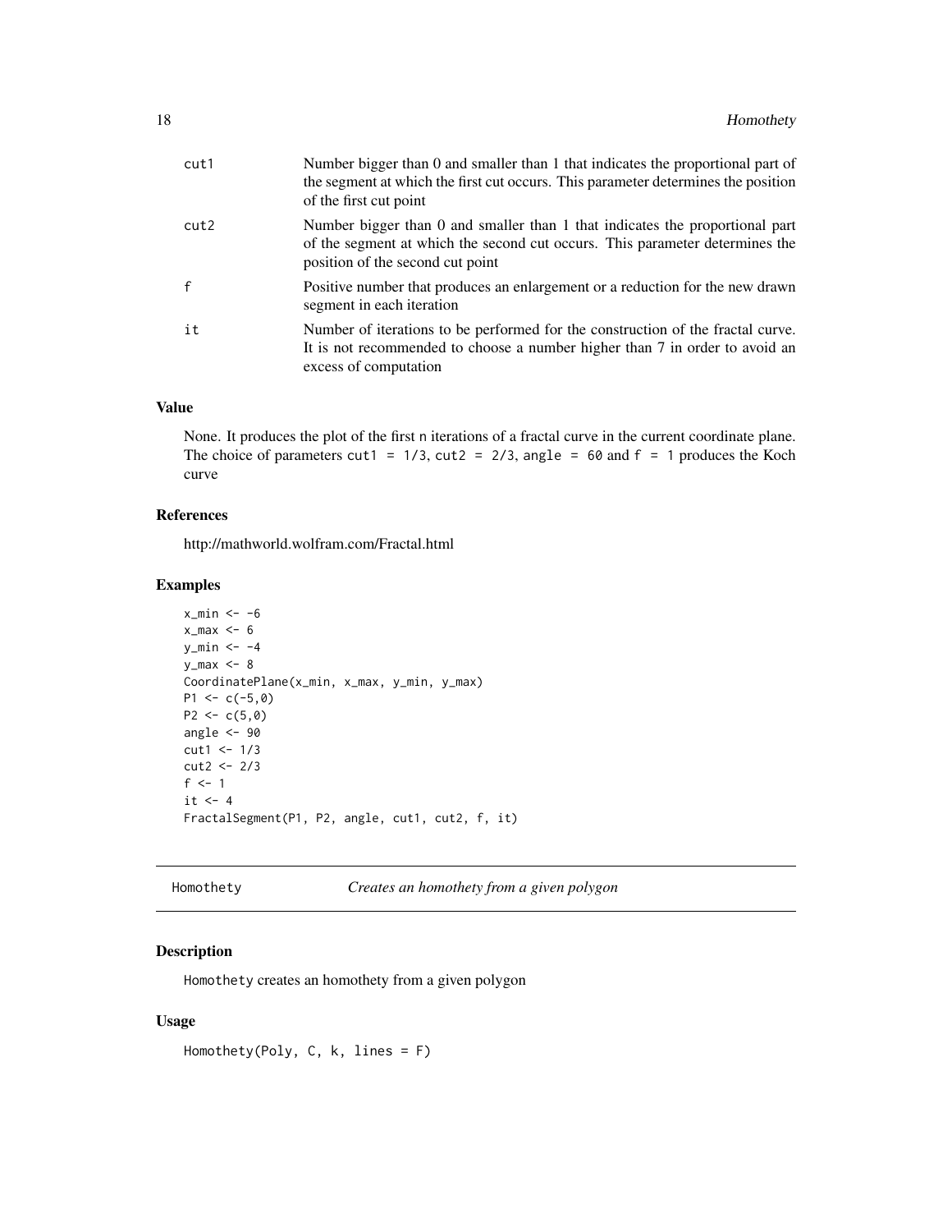| | |
|---|---|
| cut1 | Number bigger than 0 and smaller than 1 that indicates the proportional part of the segment at which the first cut occurs. This parameter determines the position of the first cut point |
| cut2 | Number bigger than 0 and smaller than 1 that indicates the proportional part of the segment at which the second cut occurs. This parameter determines the position of the second cut point |
| f | Positive number that produces an enlargement or a reduction for the new drawn segment in each iteration |
| it | Number of iterations to be performed for the construction of the fractal curve. It is not recommended to choose a number higher than 7 in order to avoid an excess of computation |

### Value

None. It produces the plot of the first n iterations of a fractal curve in the current coordinate plane. The choice of parameters `cut1 = 1/3`, `cut2 = 2/3`, `angle = 60` and `f = 1` produces the Koch curve

### References

http://mathworld.wolfram.com/Fractal.html

### Examples

```
x_min <- -6
x_max <- 6
y_min <- -4
y_max <- 8
CoordinatePlane(x_min, x_max, y_min, y_max)
P1 <- c(-5,0)
P2 <- c(5,0)
angle <- 90
cut1 <- 1/3
cut2 <- 2/3
f <- 1
it <- 4
FractalSegment(P1, P2, angle, cut1, cut2, f, it)
```

---

## Homothety — *Creates an homothety from a given polygon*

### Description

`Homothety` creates an homothety from a given polygon

### Usage

```
Homothety(Poly, C, k, lines = F)
```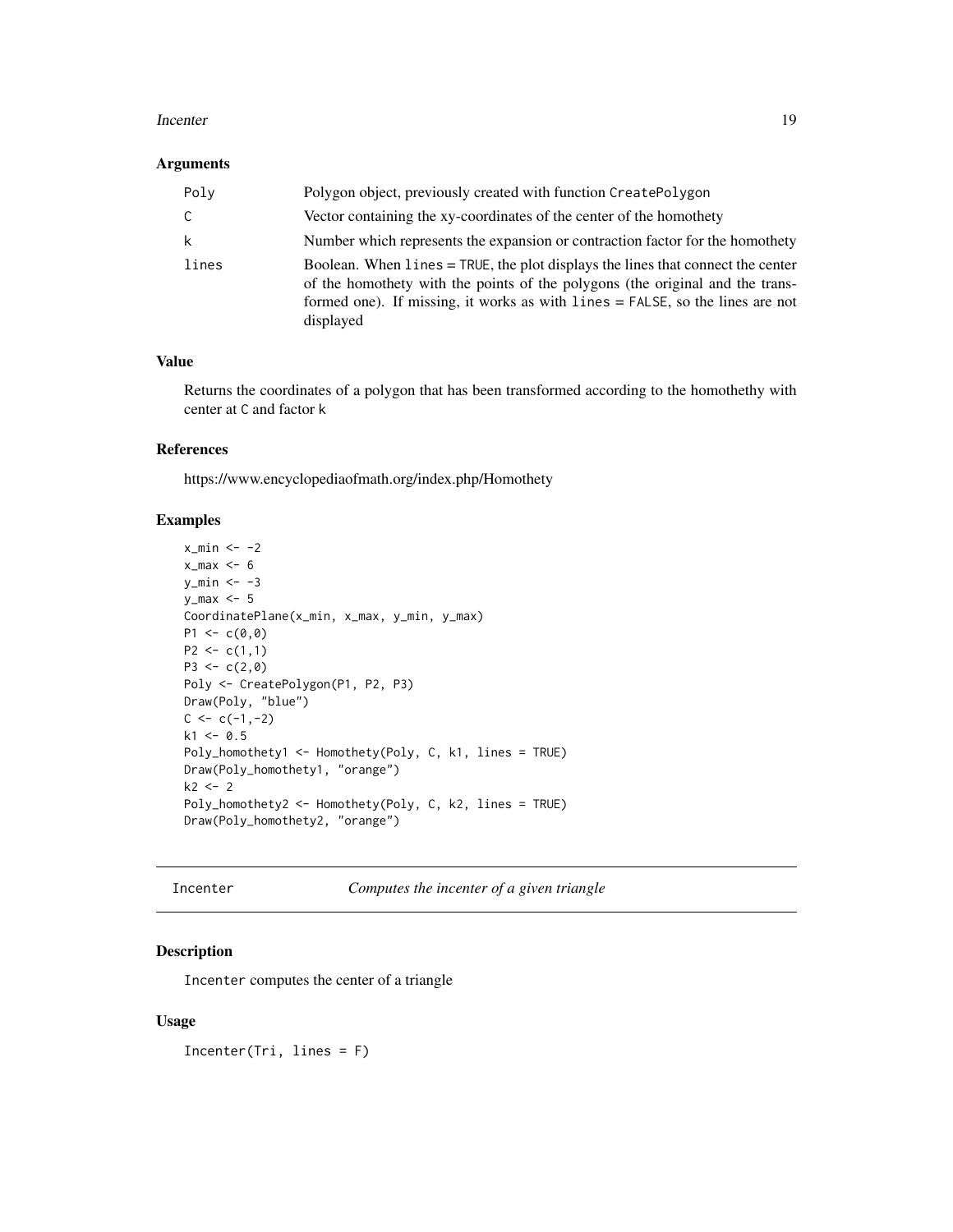### Arguments

| | |
|---|---|
| Poly | Polygon object, previously created with function CreatePolygon |
| C | Vector containing the xy-coordinates of the center of the homothety |
| k | Number which represents the expansion or contraction factor for the homothety |
| lines | Boolean. When lines = TRUE, the plot displays the lines that connect the center of the homothety with the points of the polygons (the original and the transformed one). If missing, it works as with lines = FALSE, so the lines are not displayed |

### Value

Returns the coordinates of a polygon that has been transformed according to the homothethy with center at C and factor k

### References

https://www.encyclopediaofmath.org/index.php/Homothety

### Examples

```
x_min <- -2
x_max <- 6
y_min <- -3
y_max <- 5
CoordinatePlane(x_min, x_max, y_min, y_max)
P1 <- c(0,0)
P2 <- c(1,1)
P3 <- c(2,0)
Poly <- CreatePolygon(P1, P2, P3)
Draw(Poly, "blue")
C <- c(-1,-2)
k1 <- 0.5
Poly_homothety1 <- Homothety(Poly, C, k1, lines = TRUE)
Draw(Poly_homothety1, "orange")
k2 <- 2
Poly_homothety2 <- Homothety(Poly, C, k2, lines = TRUE)
Draw(Poly_homothety2, "orange")
```

---

## Incenter — *Computes the incenter of a given triangle*

---

### Description

Incenter computes the center of a triangle

### Usage

```
Incenter(Tri, lines = F)
```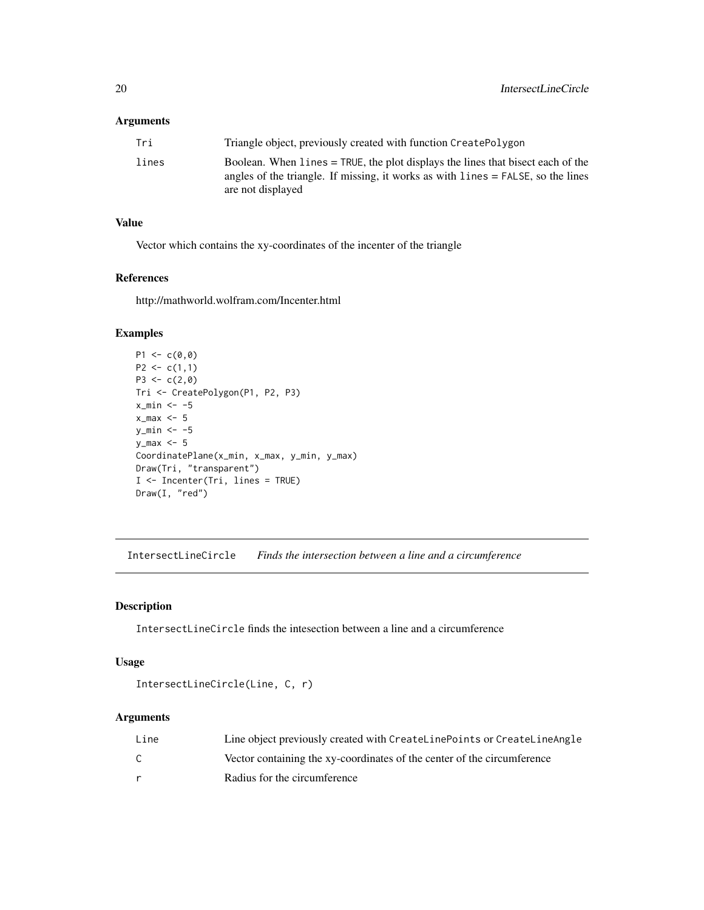### Arguments

| | |
|---|---|
| Tri | Triangle object, previously created with function CreatePolygon |
| lines | Boolean. When lines = TRUE, the plot displays the lines that bisect each of the angles of the triangle. If missing, it works as with lines = FALSE, so the lines are not displayed |

### Value

Vector which contains the xy-coordinates of the incenter of the triangle

### References

http://mathworld.wolfram.com/Incenter.html

### Examples

```
P1 <- c(0,0)
P2 <- c(1,1)
P3 <- c(2,0)
Tri <- CreatePolygon(P1, P2, P3)
x_min <- -5
x_max <- 5
y_min <- -5
y_max <- 5
CoordinatePlane(x_min, x_max, y_min, y_max)
Draw(Tri, "transparent")
I <- Incenter(Tri, lines = TRUE)
Draw(I, "red")
```

---

## IntersectLineCircle *Finds the intersection between a line and a circumference*

### Description

IntersectLineCircle finds the intesection between a line and a circumference

### Usage

```
IntersectLineCircle(Line, C, r)
```

### Arguments

| | |
|---|---|
| Line | Line object previously created with CreateLinePoints or CreateLineAngle |
| C | Vector containing the xy-coordinates of the center of the circumference |
| r | Radius for the circumference |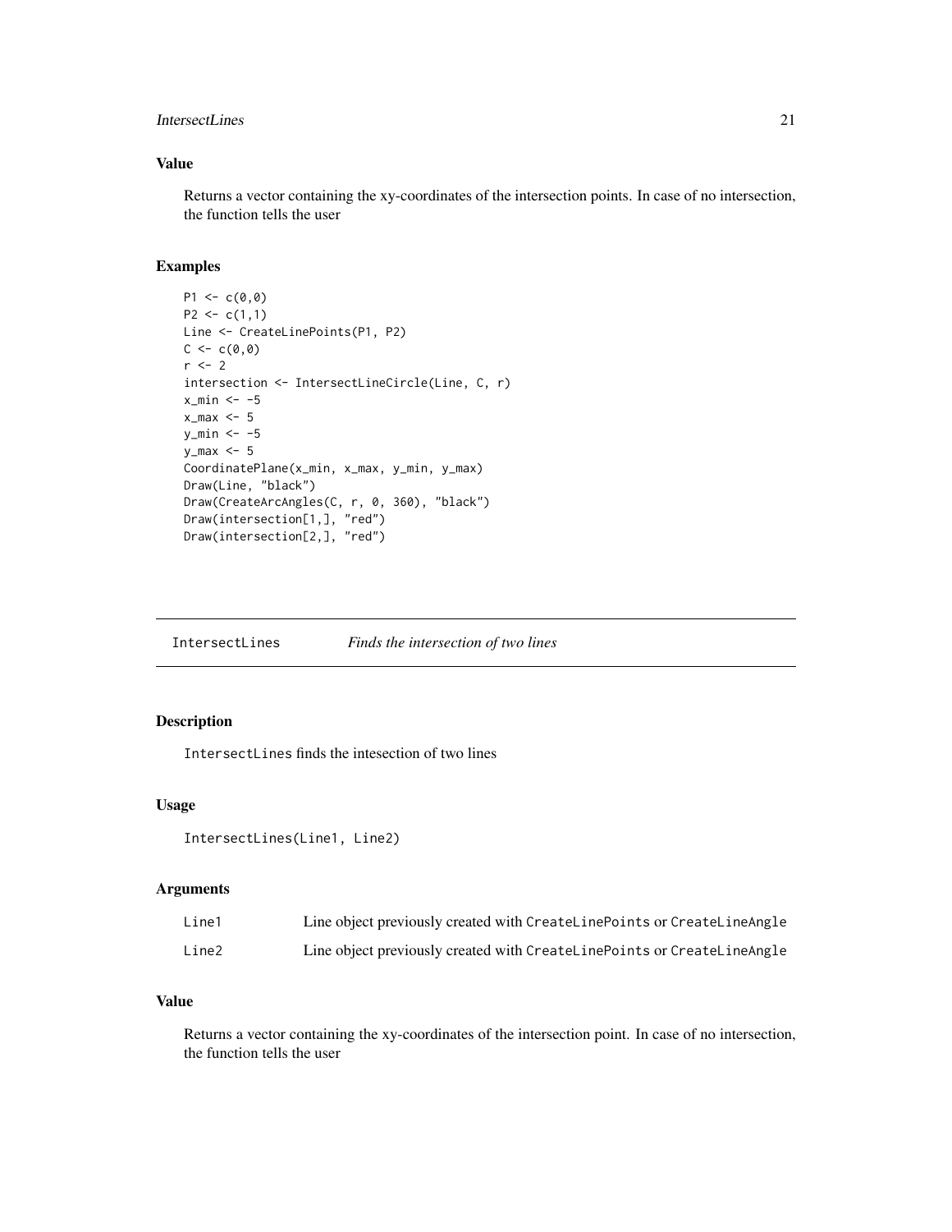### Value

Returns a vector containing the xy-coordinates of the intersection points. In case of no intersection, the function tells the user

### Examples

```
P1 <- c(0,0)
P2 <- c(1,1)
Line <- CreateLinePoints(P1, P2)
C <- c(0,0)
r <- 2
intersection <- IntersectLineCircle(Line, C, r)
x_min <- -5
x_max <- 5
y_min <- -5
y_max <- 5
CoordinatePlane(x_min, x_max, y_min, y_max)
Draw(Line, "black")
Draw(CreateArcAngles(C, r, 0, 360), "black")
Draw(intersection[1,], "red")
Draw(intersection[2,], "red")
```

---

## IntersectLines *Finds the intersection of two lines*

---

### Description

`IntersectLines` finds the intesection of two lines

### Usage

```
IntersectLines(Line1, Line2)
```

### Arguments

| | |
|---|---|
| Line1 | Line object previously created with `CreateLinePoints` or `CreateLineAngle` |
| Line2 | Line object previously created with `CreateLinePoints` or `CreateLineAngle` |

### Value

Returns a vector containing the xy-coordinates of the intersection point. In case of no intersection, the function tells the user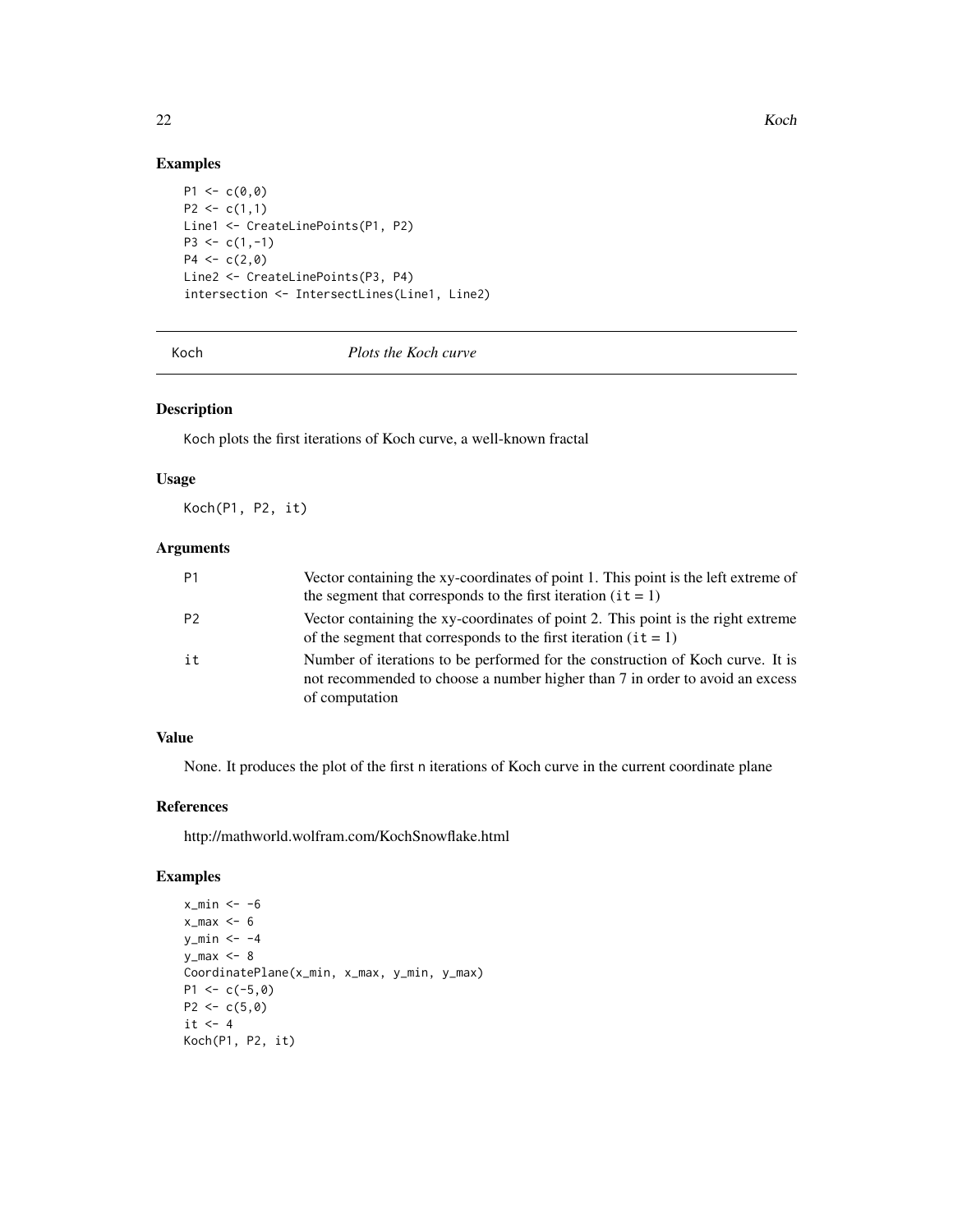## Examples

```
P1 <- c(0,0)
P2 <- c(1,1)
Line1 <- CreateLinePoints(P1, P2)
P3 <- c(1,-1)
P4 <- c(2,0)
Line2 <- CreateLinePoints(P3, P4)
intersection <- IntersectLines(Line1, Line2)
```

---

Koch — *Plots the Koch curve*

---

## Description

Koch plots the first iterations of Koch curve, a well-known fractal

## Usage

```
Koch(P1, P2, it)
```

## Arguments

| | |
|---|---|
| P1 | Vector containing the xy-coordinates of point 1. This point is the left extreme of the segment that corresponds to the first iteration (it = 1) |
| P2 | Vector containing the xy-coordinates of point 2. This point is the right extreme of the segment that corresponds to the first iteration (it = 1) |
| it | Number of iterations to be performed for the construction of Koch curve. It is not recommended to choose a number higher than 7 in order to avoid an excess of computation |

## Value

None. It produces the plot of the first n iterations of Koch curve in the current coordinate plane

## References

http://mathworld.wolfram.com/KochSnowflake.html

## Examples

```
x_min <- -6
x_max <- 6
y_min <- -4
y_max <- 8
CoordinatePlane(x_min, x_max, y_min, y_max)
P1 <- c(-5,0)
P2 <- c(5,0)
it <- 4
Koch(P1, P2, it)
```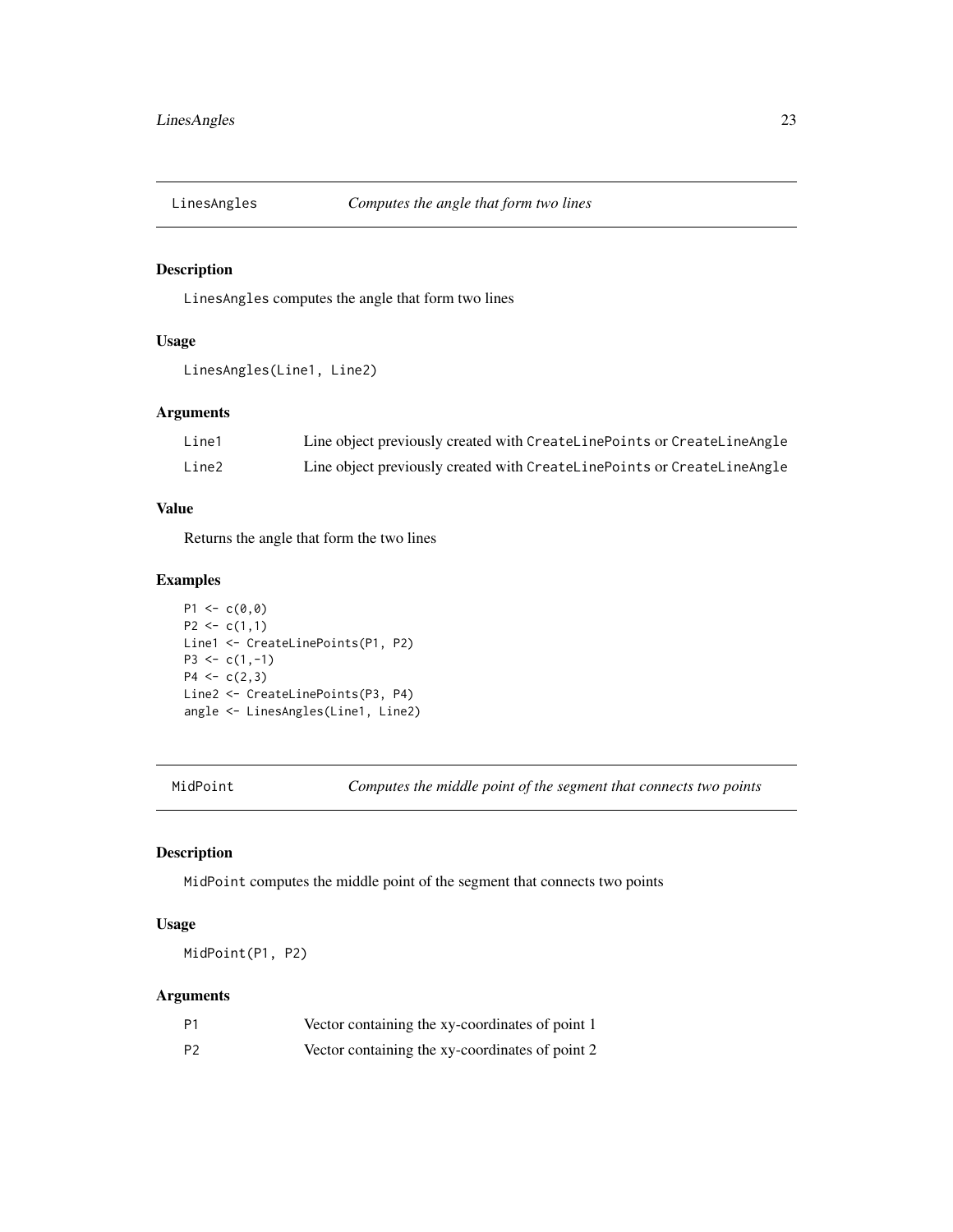## LinesAngles — *Computes the angle that form two lines*

### Description

`LinesAngles` computes the angle that form two lines

### Usage

```
LinesAngles(Line1, Line2)
```

### Arguments

| | |
|---|---|
| `Line1` | Line object previously created with `CreateLinePoints` or `CreateLineAngle` |
| `Line2` | Line object previously created with `CreateLinePoints` or `CreateLineAngle` |

### Value

Returns the angle that form the two lines

### Examples

```
P1 <- c(0,0)
P2 <- c(1,1)
Line1 <- CreateLinePoints(P1, P2)
P3 <- c(1,-1)
P4 <- c(2,3)
Line2 <- CreateLinePoints(P3, P4)
angle <- LinesAngles(Line1, Line2)
```

## MidPoint — *Computes the middle point of the segment that connects two points*

### Description

`MidPoint` computes the middle point of the segment that connects two points

### Usage

```
MidPoint(P1, P2)
```

### Arguments

| | |
|---|---|
| `P1` | Vector containing the xy-coordinates of point 1 |
| `P2` | Vector containing the xy-coordinates of point 2 |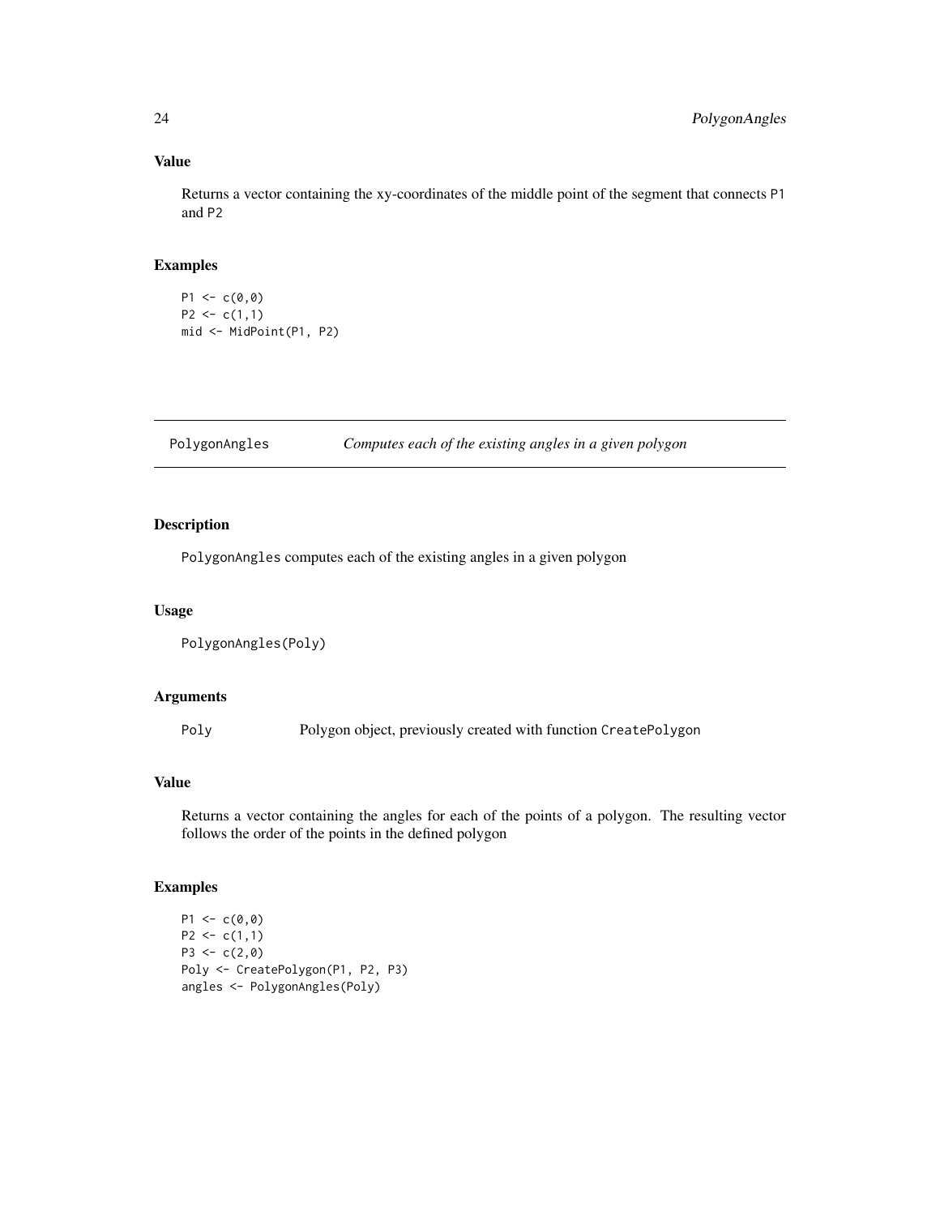### Value

Returns a vector containing the xy-coordinates of the middle point of the segment that connects P1 and P2

### Examples

```
P1 <- c(0,0)
P2 <- c(1,1)
mid <- MidPoint(P1, P2)
```

---

## PolygonAngles *Computes each of the existing angles in a given polygon*

---

### Description

PolygonAngles computes each of the existing angles in a given polygon

### Usage

```
PolygonAngles(Poly)
```

### Arguments

| | |
|---|---|
| Poly | Polygon object, previously created with function CreatePolygon |

### Value

Returns a vector containing the angles for each of the points of a polygon. The resulting vector follows the order of the points in the defined polygon

### Examples

```
P1 <- c(0,0)
P2 <- c(1,1)
P3 <- c(2,0)
Poly <- CreatePolygon(P1, P2, P3)
angles <- PolygonAngles(Poly)
```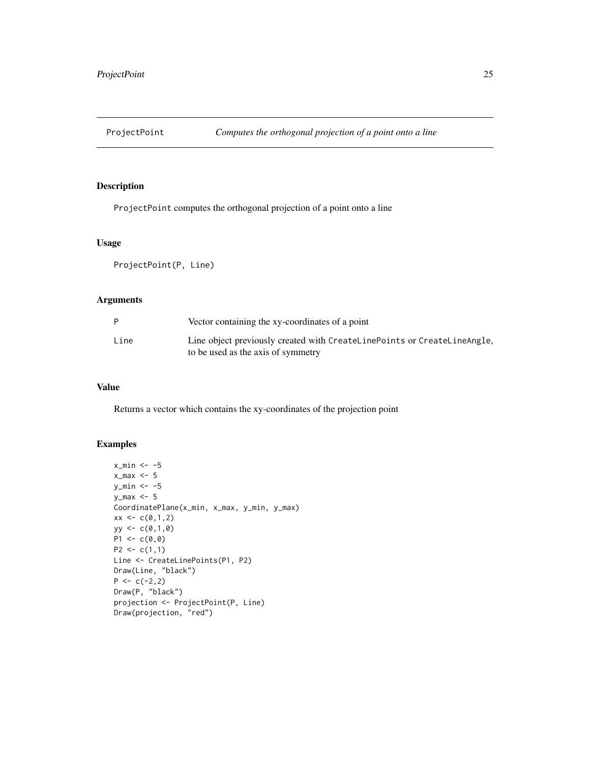# ProjectPoint — *Computes the orthogonal projection of a point onto a line*

## Description

ProjectPoint computes the orthogonal projection of a point onto a line

## Usage

```
ProjectPoint(P, Line)
```

## Arguments

| | |
|---|---|
| P | Vector containing the xy-coordinates of a point |
| Line | Line object previously created with CreateLinePoints or CreateLineAngle, to be used as the axis of symmetry |

## Value

Returns a vector which contains the xy-coordinates of the projection point

## Examples

```
x_min <- -5
x_max <- 5
y_min <- -5
y_max <- 5
CoordinatePlane(x_min, x_max, y_min, y_max)
xx <- c(0,1,2)
yy <- c(0,1,0)
P1 <- c(0,0)
P2 <- c(1,1)
Line <- CreateLinePoints(P1, P2)
Draw(Line, "black")
P <- c(-2,2)
Draw(P, "black")
projection <- ProjectPoint(P, Line)
Draw(projection, "red")
```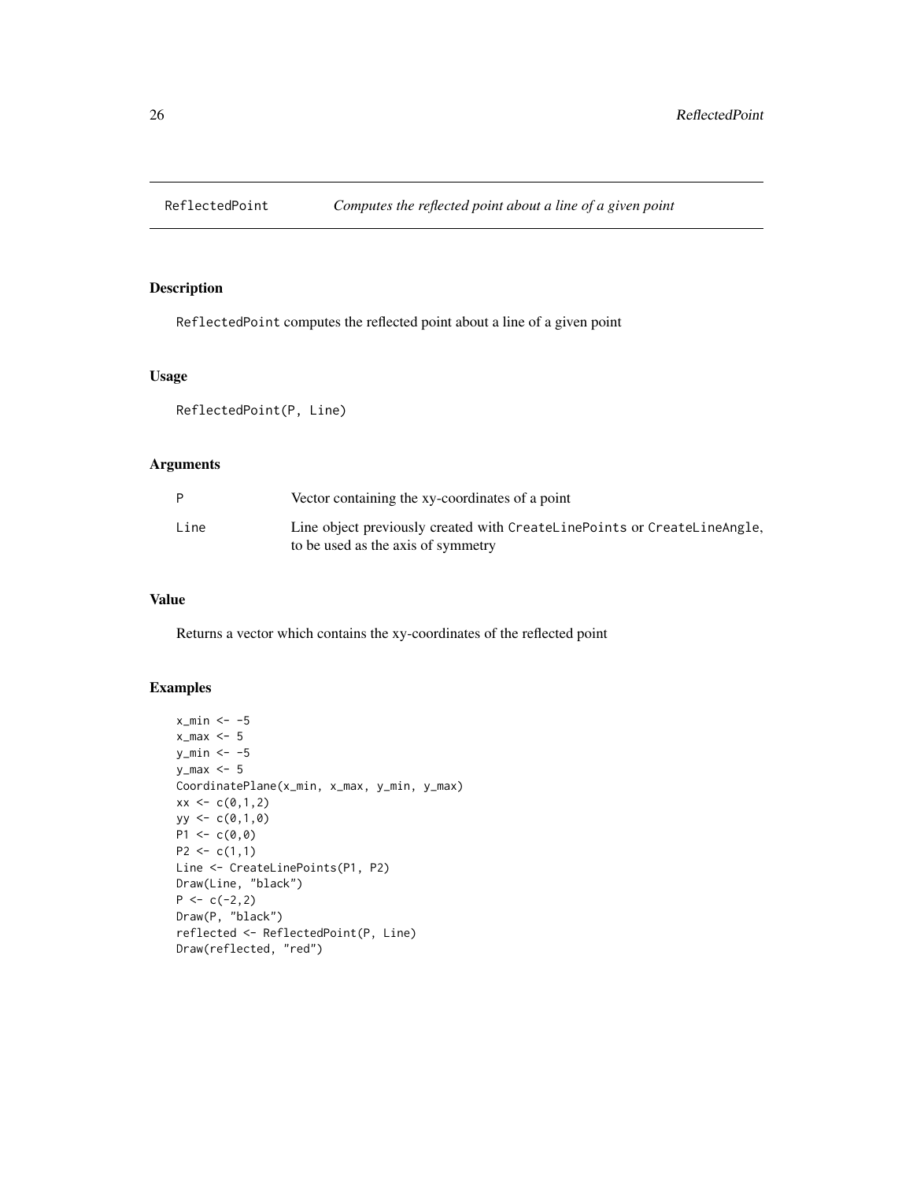## ReflectedPoint — *Computes the reflected point about a line of a given point*

### Description

ReflectedPoint computes the reflected point about a line of a given point

### Usage

```
ReflectedPoint(P, Line)
```

### Arguments

| | |
|---|---|
| P | Vector containing the xy-coordinates of a point |
| Line | Line object previously created with CreateLinePoints or CreateLineAngle, to be used as the axis of symmetry |

### Value

Returns a vector which contains the xy-coordinates of the reflected point

### Examples

```
x_min <- -5
x_max <- 5
y_min <- -5
y_max <- 5
CoordinatePlane(x_min, x_max, y_min, y_max)
xx <- c(0,1,2)
yy <- c(0,1,0)
P1 <- c(0,0)
P2 <- c(1,1)
Line <- CreateLinePoints(P1, P2)
Draw(Line, "black")
P <- c(-2,2)
Draw(P, "black")
reflected <- ReflectedPoint(P, Line)
Draw(reflected, "red")
```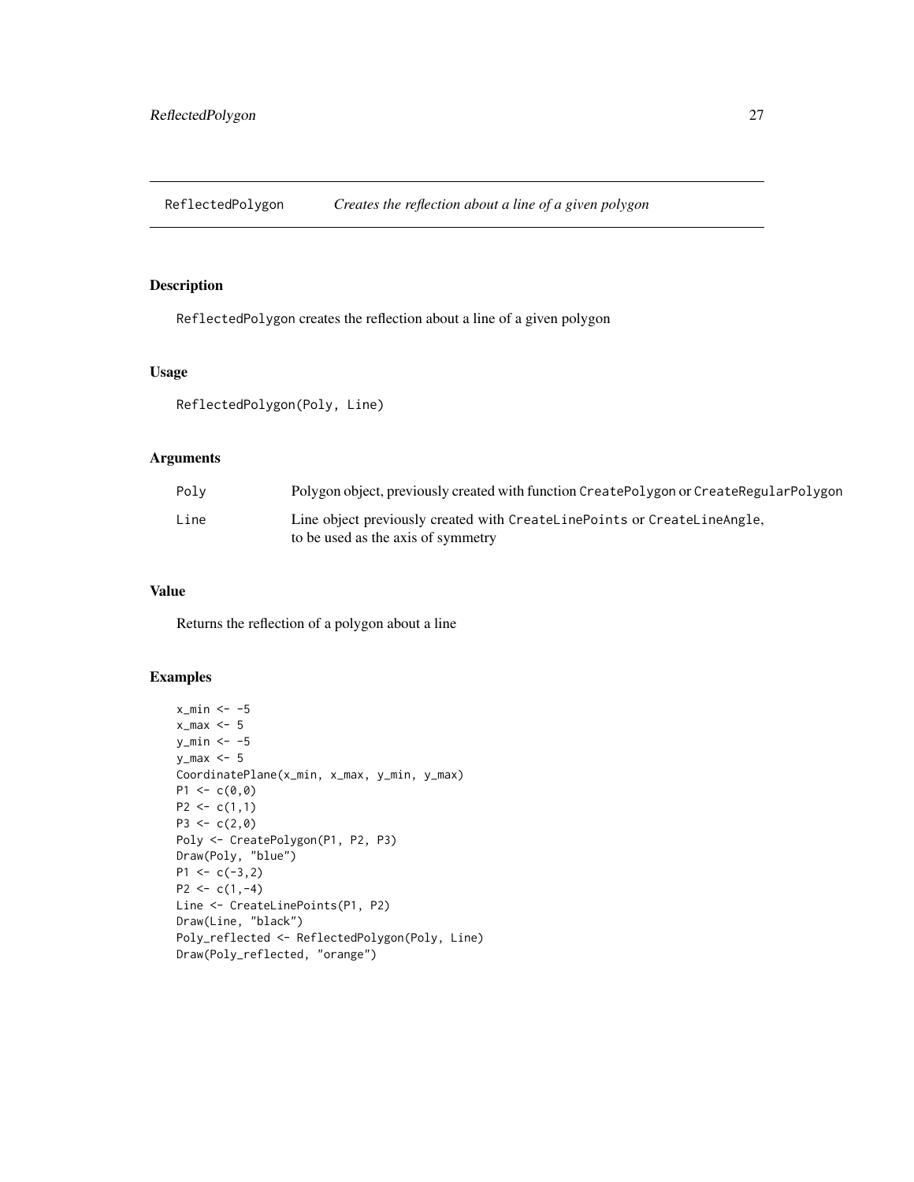# ReflectedPolygon *Creates the reflection about a line of a given polygon*

## Description

ReflectedPolygon creates the reflection about a line of a given polygon

## Usage

```
ReflectedPolygon(Poly, Line)
```

## Arguments

| | |
|---|---|
| Poly | Polygon object, previously created with function CreatePolygon or CreateRegularPolygon |
| Line | Line object previously created with CreateLinePoints or CreateLineAngle, to be used as the axis of symmetry |

## Value

Returns the reflection of a polygon about a line

## Examples

```
x_min <- -5
x_max <- 5
y_min <- -5
y_max <- 5
CoordinatePlane(x_min, x_max, y_min, y_max)
P1 <- c(0,0)
P2 <- c(1,1)
P3 <- c(2,0)
Poly <- CreatePolygon(P1, P2, P3)
Draw(Poly, "blue")
P1 <- c(-3,2)
P2 <- c(1,-4)
Line <- CreateLinePoints(P1, P2)
Draw(Line, "black")
Poly_reflected <- ReflectedPolygon(Poly, Line)
Draw(Poly_reflected, "orange")
```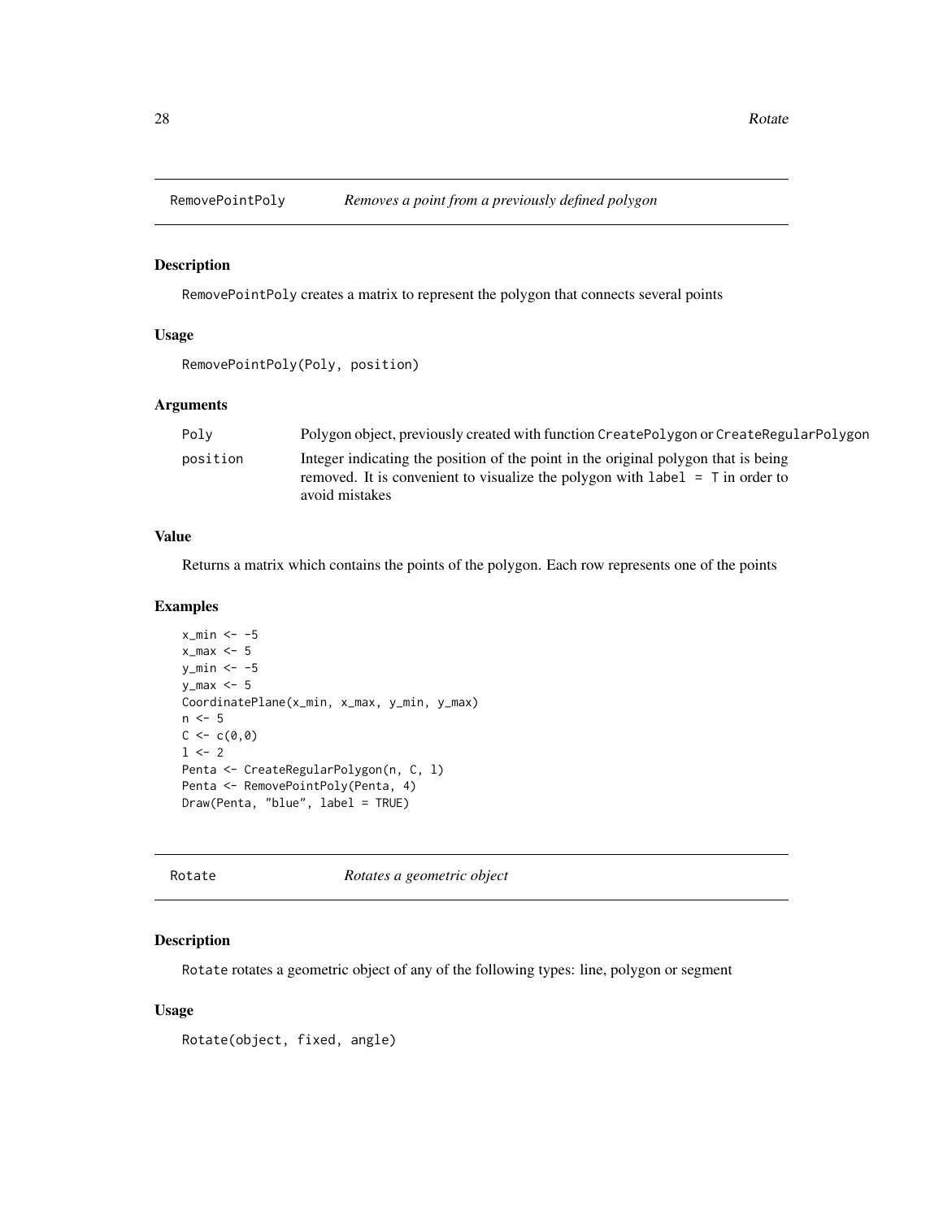## RemovePointPoly *Removes a point from a previously defined polygon*

### Description

RemovePointPoly creates a matrix to represent the polygon that connects several points

### Usage

```
RemovePointPoly(Poly, position)
```

### Arguments

| | |
|---|---|
| Poly | Polygon object, previously created with function CreatePolygon or CreateRegularPolygon |
| position | Integer indicating the position of the point in the original polygon that is being removed. It is convenient to visualize the polygon with label = T in order to avoid mistakes |

### Value

Returns a matrix which contains the points of the polygon. Each row represents one of the points

### Examples

```
x_min <- -5
x_max <- 5
y_min <- -5
y_max <- 5
CoordinatePlane(x_min, x_max, y_min, y_max)
n <- 5
C <- c(0,0)
l <- 2
Penta <- CreateRegularPolygon(n, C, l)
Penta <- RemovePointPoly(Penta, 4)
Draw(Penta, "blue", label = TRUE)
```

## Rotate *Rotates a geometric object*

### Description

Rotate rotates a geometric object of any of the following types: line, polygon or segment

### Usage

```
Rotate(object, fixed, angle)
```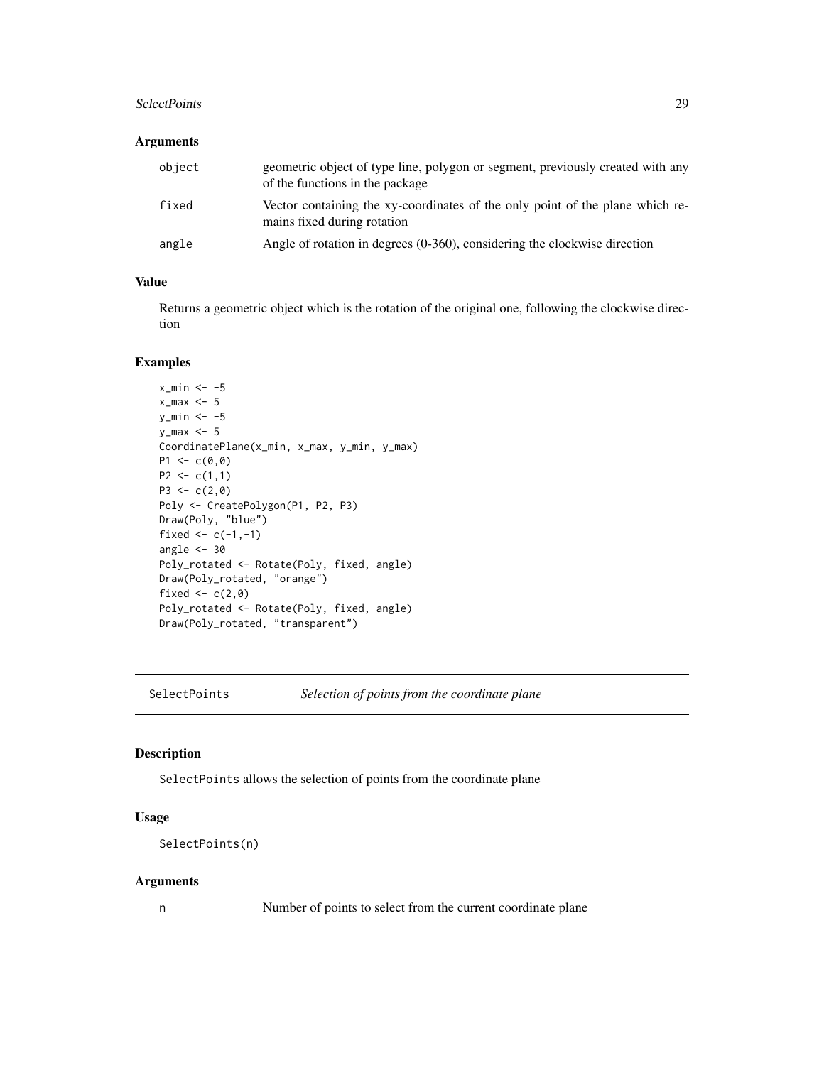## Arguments

| | |
|---|---|
| `object` | geometric object of type line, polygon or segment, previously created with any of the functions in the package |
| `fixed` | Vector containing the xy-coordinates of the only point of the plane which remains fixed during rotation |
| `angle` | Angle of rotation in degrees (0-360), considering the clockwise direction |

## Value

Returns a geometric object which is the rotation of the original one, following the clockwise direction

## Examples

```
x_min <- -5
x_max <- 5
y_min <- -5
y_max <- 5
CoordinatePlane(x_min, x_max, y_min, y_max)
P1 <- c(0,0)
P2 <- c(1,1)
P3 <- c(2,0)
Poly <- CreatePolygon(P1, P2, P3)
Draw(Poly, "blue")
fixed <- c(-1,-1)
angle <- 30
Poly_rotated <- Rotate(Poly, fixed, angle)
Draw(Poly_rotated, "orange")
fixed <- c(2,0)
Poly_rotated <- Rotate(Poly, fixed, angle)
Draw(Poly_rotated, "transparent")
```

---

# `SelectPoints` *Selection of points from the coordinate plane*

---

## Description

`SelectPoints` allows the selection of points from the coordinate plane

## Usage

```
SelectPoints(n)
```

## Arguments

| | |
|---|---|
| `n` | Number of points to select from the current coordinate plane |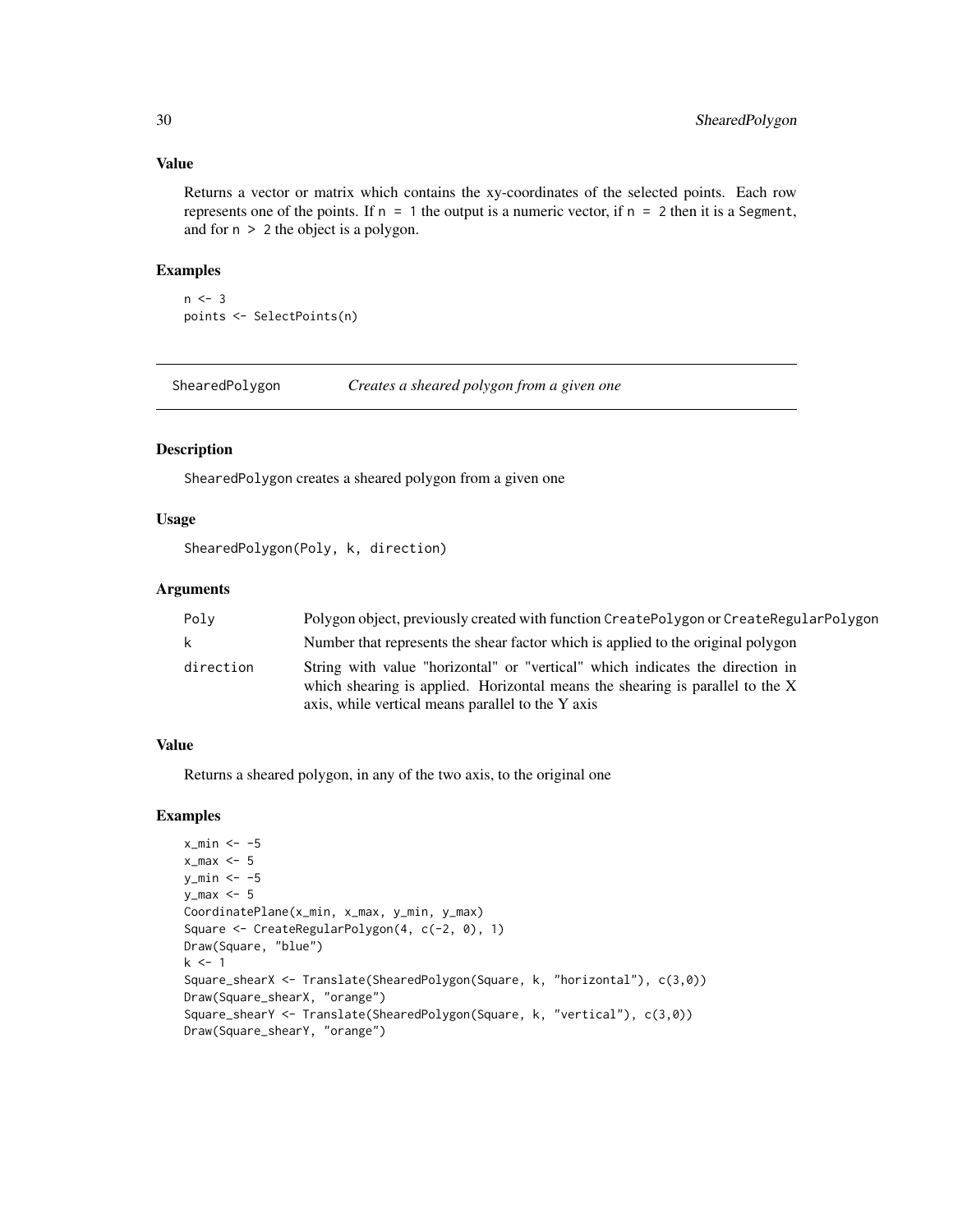### Value

Returns a vector or matrix which contains the xy-coordinates of the selected points. Each row represents one of the points. If `n = 1` the output is a numeric vector, if `n = 2` then it is a `Segment`, and for `n > 2` the object is a polygon.

### Examples

```
n <- 3
points <- SelectPoints(n)
```

---

## Sheared Polygon — *Creates a sheared polygon from a given one*

### Description

`ShearedPolygon` creates a sheared polygon from a given one

### Usage

```
ShearedPolygon(Poly, k, direction)
```

### Arguments

| | |
|---|---|
| `Poly` | Polygon object, previously created with function `CreatePolygon` or `CreateRegularPolygon` |
| `k` | Number that represents the shear factor which is applied to the original polygon |
| `direction` | String with value "horizontal" or "vertical" which indicates the direction in which shearing is applied. Horizontal means the shearing is parallel to the X axis, while vertical means parallel to the Y axis |

### Value

Returns a sheared polygon, in any of the two axis, to the original one

### Examples

```
x_min <- -5
x_max <- 5
y_min <- -5
y_max <- 5
CoordinatePlane(x_min, x_max, y_min, y_max)
Square <- CreateRegularPolygon(4, c(-2, 0), 1)
Draw(Square, "blue")
k <- 1
Square_shearX <- Translate(ShearedPolygon(Square, k, "horizontal"), c(3,0))
Draw(Square_shearX, "orange")
Square_shearY <- Translate(ShearedPolygon(Square, k, "vertical"), c(3,0))
Draw(Square_shearY, "orange")
```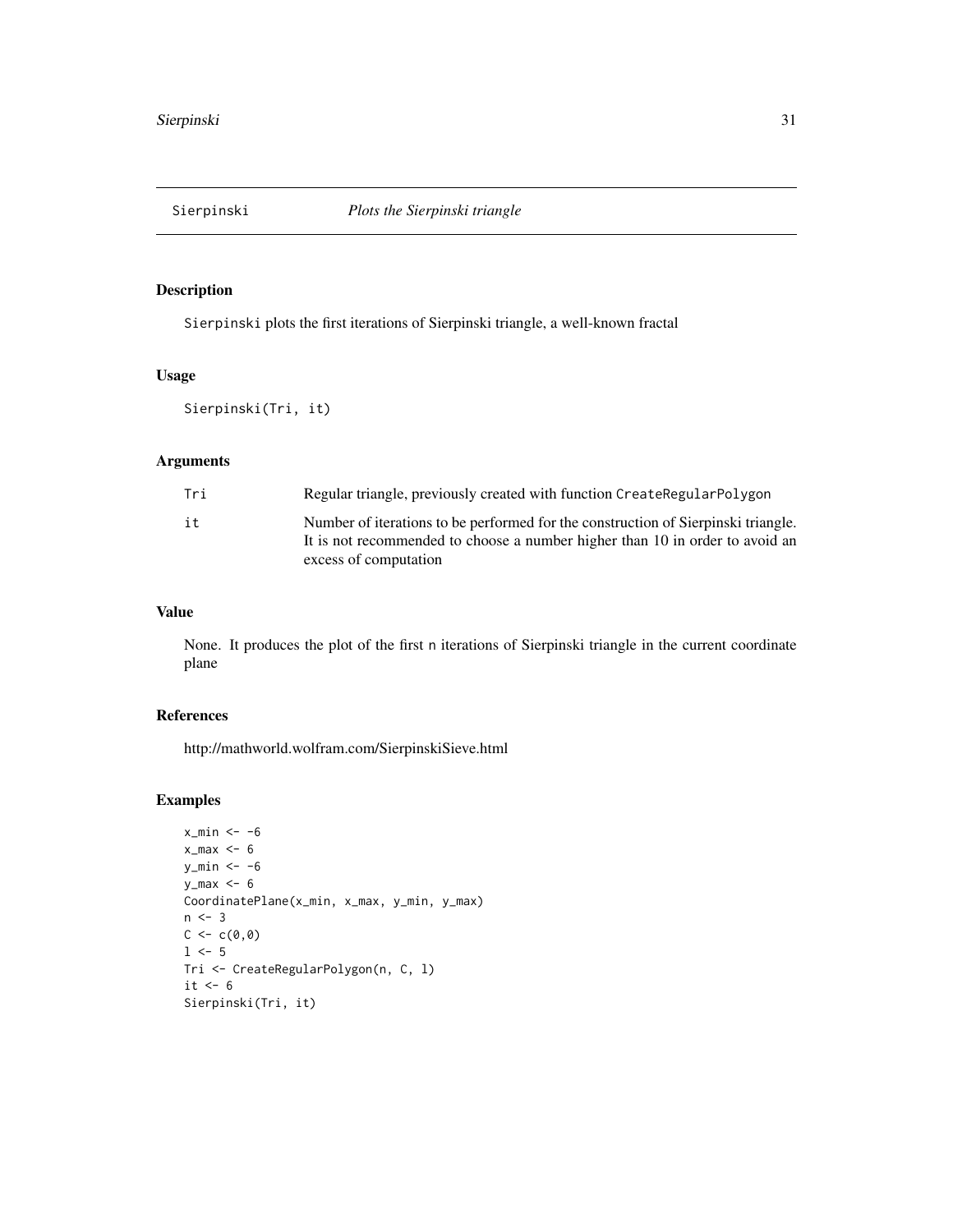Sierpinski *Plots the Sierpinski triangle*

## Description

Sierpinski plots the first iterations of Sierpinski triangle, a well-known fractal

## Usage

```
Sierpinski(Tri, it)
```

## Arguments

| | |
|---|---|
| Tri | Regular triangle, previously created with function CreateRegularPolygon |
| it | Number of iterations to be performed for the construction of Sierpinski triangle. It is not recommended to choose a number higher than 10 in order to avoid an excess of computation |

## Value

None. It produces the plot of the first n iterations of Sierpinski triangle in the current coordinate plane

## References

http://mathworld.wolfram.com/SierpinskiSieve.html

## Examples

```
x_min <- -6
x_max <- 6
y_min <- -6
y_max <- 6
CoordinatePlane(x_min, x_max, y_min, y_max)
n <- 3
C <- c(0,0)
l <- 5
Tri <- CreateRegularPolygon(n, C, l)
it <- 6
Sierpinski(Tri, it)
```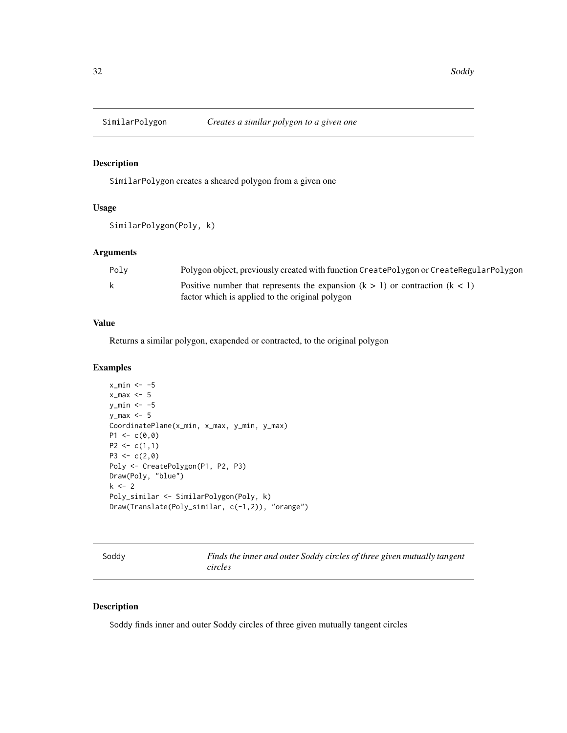## SimilarPolygon *Creates a similar polygon to a given one*

### Description

SimilarPolygon creates a sheared polygon from a given one

### Usage

```
SimilarPolygon(Poly, k)
```

### Arguments

| | |
|---|---|
| Poly | Polygon object, previously created with function CreatePolygon or CreateRegularPolygon |
| k | Positive number that represents the expansion (k > 1) or contraction (k < 1) factor which is applied to the original polygon |

### Value

Returns a similar polygon, exapended or contracted, to the original polygon

### Examples

```
x_min <- -5
x_max <- 5
y_min <- -5
y_max <- 5
CoordinatePlane(x_min, x_max, y_min, y_max)
P1 <- c(0,0)
P2 <- c(1,1)
P3 <- c(2,0)
Poly <- CreatePolygon(P1, P2, P3)
Draw(Poly, "blue")
k <- 2
Poly_similar <- SimilarPolygon(Poly, k)
Draw(Translate(Poly_similar, c(-1,2)), "orange")
```

## Soddy *Finds the inner and outer Soddy circles of three given mutually tangent circles*

### Description

Soddy finds inner and outer Soddy circles of three given mutually tangent circles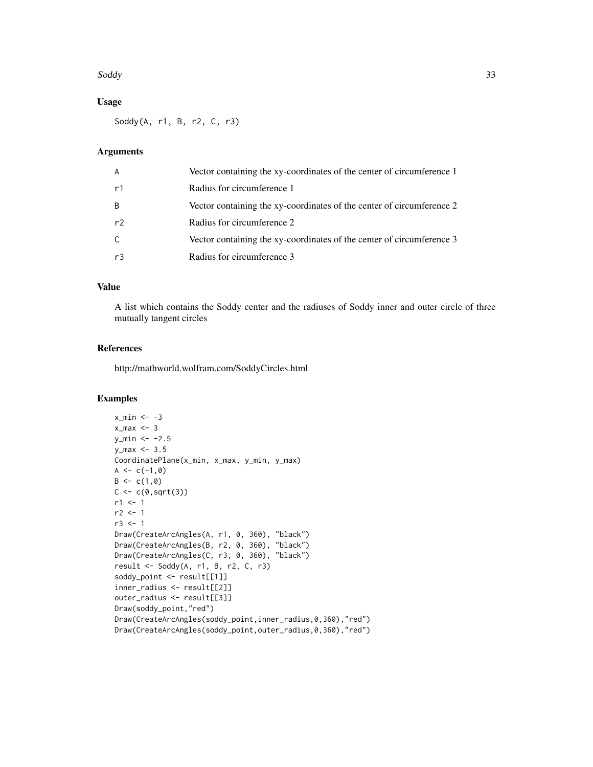## Usage

```
Soddy(A, r1, B, r2, C, r3)
```

## Arguments

| | |
|---|---|
| A | Vector containing the xy-coordinates of the center of circumference 1 |
| r1 | Radius for circumference 1 |
| B | Vector containing the xy-coordinates of the center of circumference 2 |
| r2 | Radius for circumference 2 |
| C | Vector containing the xy-coordinates of the center of circumference 3 |
| r3 | Radius for circumference 3 |

## Value

A list which contains the Soddy center and the radiuses of Soddy inner and outer circle of three mutually tangent circles

## References

http://mathworld.wolfram.com/SoddyCircles.html

## Examples

```
x_min <- -3
x_max <- 3
y_min <- -2.5
y_max <- 3.5
CoordinatePlane(x_min, x_max, y_min, y_max)
A <- c(-1,0)
B <- c(1,0)
C <- c(0,sqrt(3))
r1 <- 1
r2 <- 1
r3 <- 1
Draw(CreateArcAngles(A, r1, 0, 360), "black")
Draw(CreateArcAngles(B, r2, 0, 360), "black")
Draw(CreateArcAngles(C, r3, 0, 360), "black")
result <- Soddy(A, r1, B, r2, C, r3)
soddy_point <- result[[1]]
inner_radius <- result[[2]]
outer_radius <- result[[3]]
Draw(soddy_point,"red")
Draw(CreateArcAngles(soddy_point,inner_radius,0,360),"red")
Draw(CreateArcAngles(soddy_point,outer_radius,0,360),"red")
```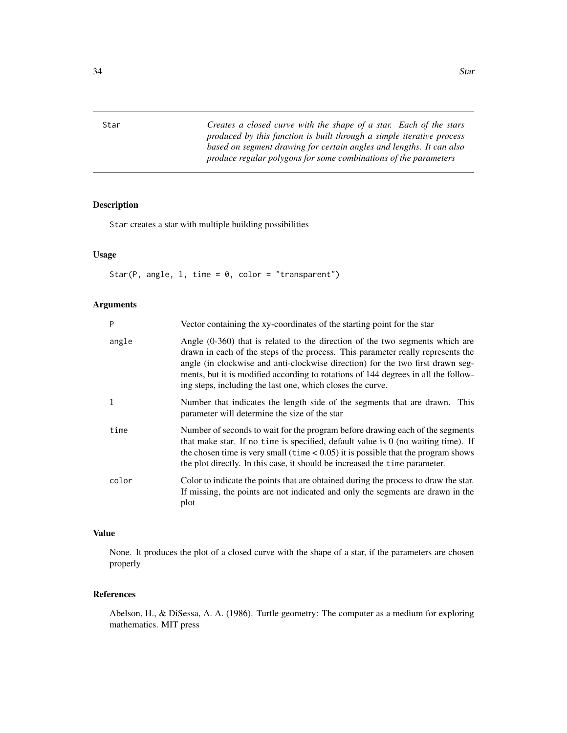Star    *Creates a closed curve with the shape of a star. Each of the stars produced by this function is built through a simple iterative process based on segment drawing for certain angles and lengths. It can also produce regular polygons for some combinations of the parameters*

## Description

`Star` creates a star with multiple building possibilities

## Usage

```
Star(P, angle, l, time = 0, color = "transparent")
```

## Arguments

| | |
|---|---|
| P | Vector containing the xy-coordinates of the starting point for the star |
| angle | Angle (0-360) that is related to the direction of the two segments which are drawn in each of the steps of the process. This parameter really represents the angle (in clockwise and anti-clockwise direction) for the two first drawn segments, but it is modified according to rotations of 144 degrees in all the following steps, including the last one, which closes the curve. |
| l | Number that indicates the length side of the segments that are drawn. This parameter will determine the size of the star |
| time | Number of seconds to wait for the program before drawing each of the segments that make star. If no `time` is specified, default value is 0 (no waiting time). If the chosen time is very small (`time` < 0.05) it is possible that the program shows the plot directly. In this case, it should be increased the `time` parameter. |
| color | Color to indicate the points that are obtained during the process to draw the star. If missing, the points are not indicated and only the segments are drawn in the plot |

## Value

None. It produces the plot of a closed curve with the shape of a star, if the parameters are chosen properly

## References

Abelson, H., & DiSessa, A. A. (1986). Turtle geometry: The computer as a medium for exploring mathematics. MIT press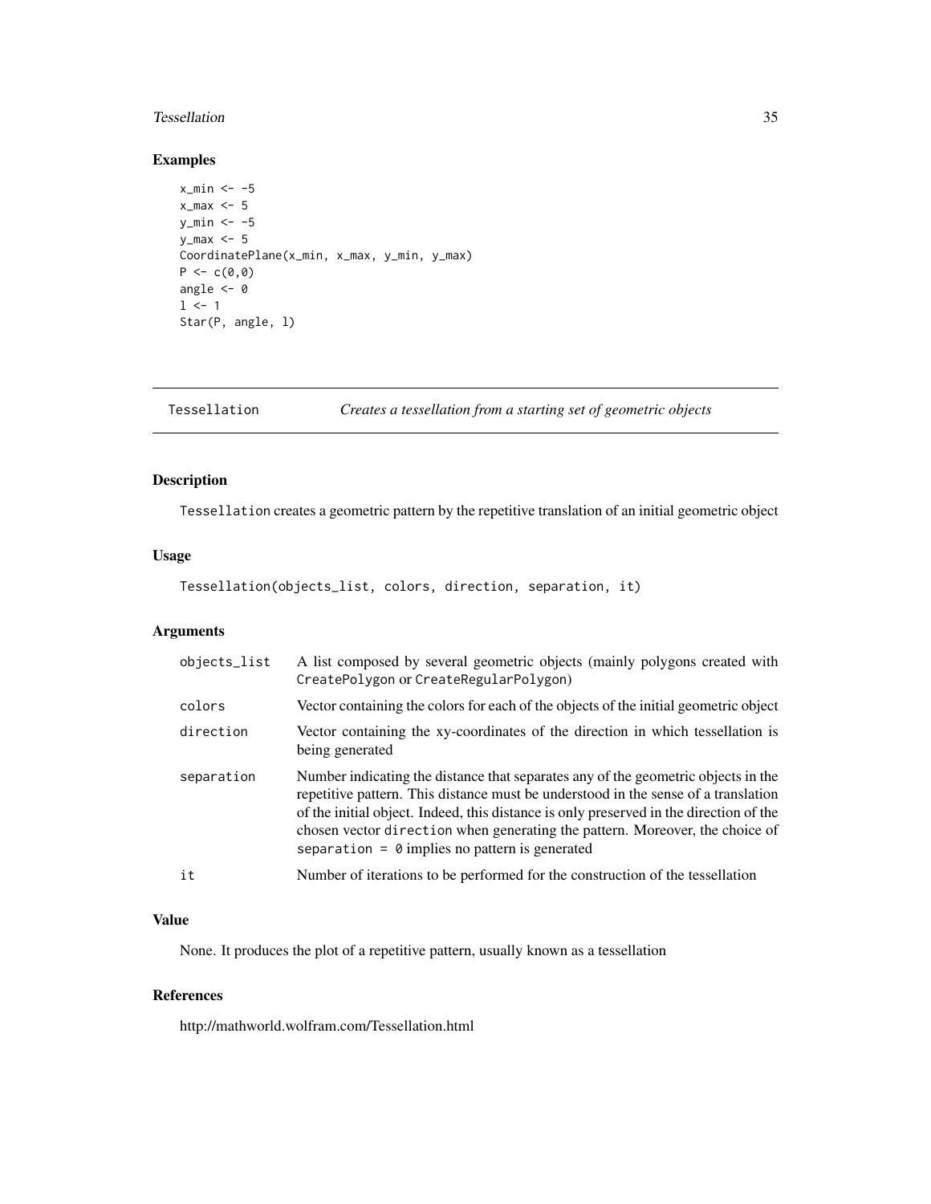## Examples

```
x_min <- -5
x_max <- 5
y_min <- -5
y_max <- 5
CoordinatePlane(x_min, x_max, y_min, y_max)
P <- c(0,0)
angle <- 0
l <- 1
Star(P, angle, l)
```

---

## Tessellation *Creates a tessellation from a starting set of geometric objects*

---

### Description

`Tessellation` creates a geometric pattern by the repetitive translation of an initial geometric object

### Usage

```
Tessellation(objects_list, colors, direction, separation, it)
```

### Arguments

| | |
|---|---|
| `objects_list` | A list composed by several geometric objects (mainly polygons created with `CreatePolygon` or `CreateRegularPolygon`) |
| `colors` | Vector containing the colors for each of the objects of the initial geometric object |
| `direction` | Vector containing the xy-coordinates of the direction in which tessellation is being generated |
| `separation` | Number indicating the distance that separates any of the geometric objects in the repetitive pattern. This distance must be understood in the sense of a translation of the initial object. Indeed, this distance is only preserved in the direction of the chosen vector `direction` when generating the pattern. Moreover, the choice of `separation = 0` implies no pattern is generated |
| `it` | Number of iterations to be performed for the construction of the tessellation |

### Value

None. It produces the plot of a repetitive pattern, usually known as a tessellation

### References

http://mathworld.wolfram.com/Tessellation.html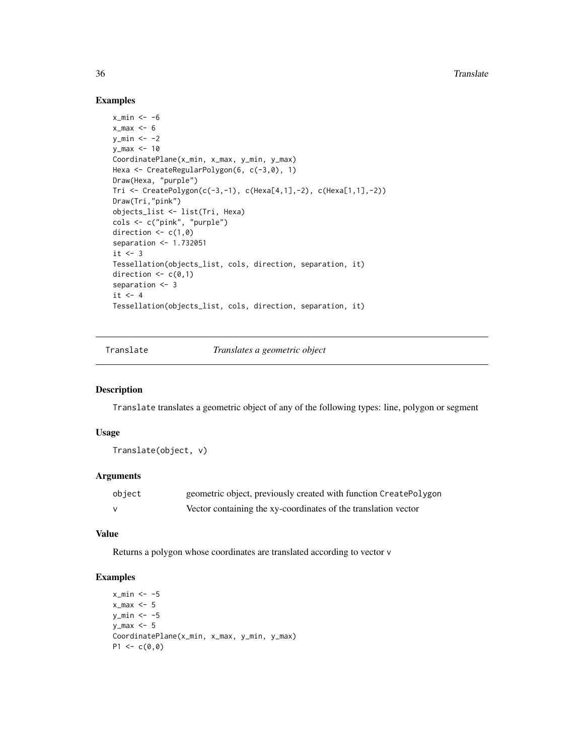## Examples

```
x_min <- -6
x_max <- 6
y_min <- -2
y_max <- 10
CoordinatePlane(x_min, x_max, y_min, y_max)
Hexa <- CreateRegularPolygon(6, c(-3,0), 1)
Draw(Hexa, "purple")
Tri <- CreatePolygon(c(-3,-1), c(Hexa[4,1],-2), c(Hexa[1,1],-2))
Draw(Tri,"pink")
objects_list <- list(Tri, Hexa)
cols <- c("pink", "purple")
direction <- c(1,0)
separation <- 1.732051
it <- 3
Tessellation(objects_list, cols, direction, separation, it)
direction <- c(0,1)
separation <- 3
it <- 4
Tessellation(objects_list, cols, direction, separation, it)
```

---

# Translate — *Translates a geometric object*

## Description

Translate translates a geometric object of any of the following types: line, polygon or segment

## Usage

```
Translate(object, v)
```

## Arguments

| | |
|---|---|
| object | geometric object, previously created with function CreatePolygon |
| v | Vector containing the xy-coordinates of the translation vector |

## Value

Returns a polygon whose coordinates are translated according to vector v

## Examples

```
x_min <- -5
x_max <- 5
y_min <- -5
y_max <- 5
CoordinatePlane(x_min, x_max, y_min, y_max)
P1 <- c(0,0)
```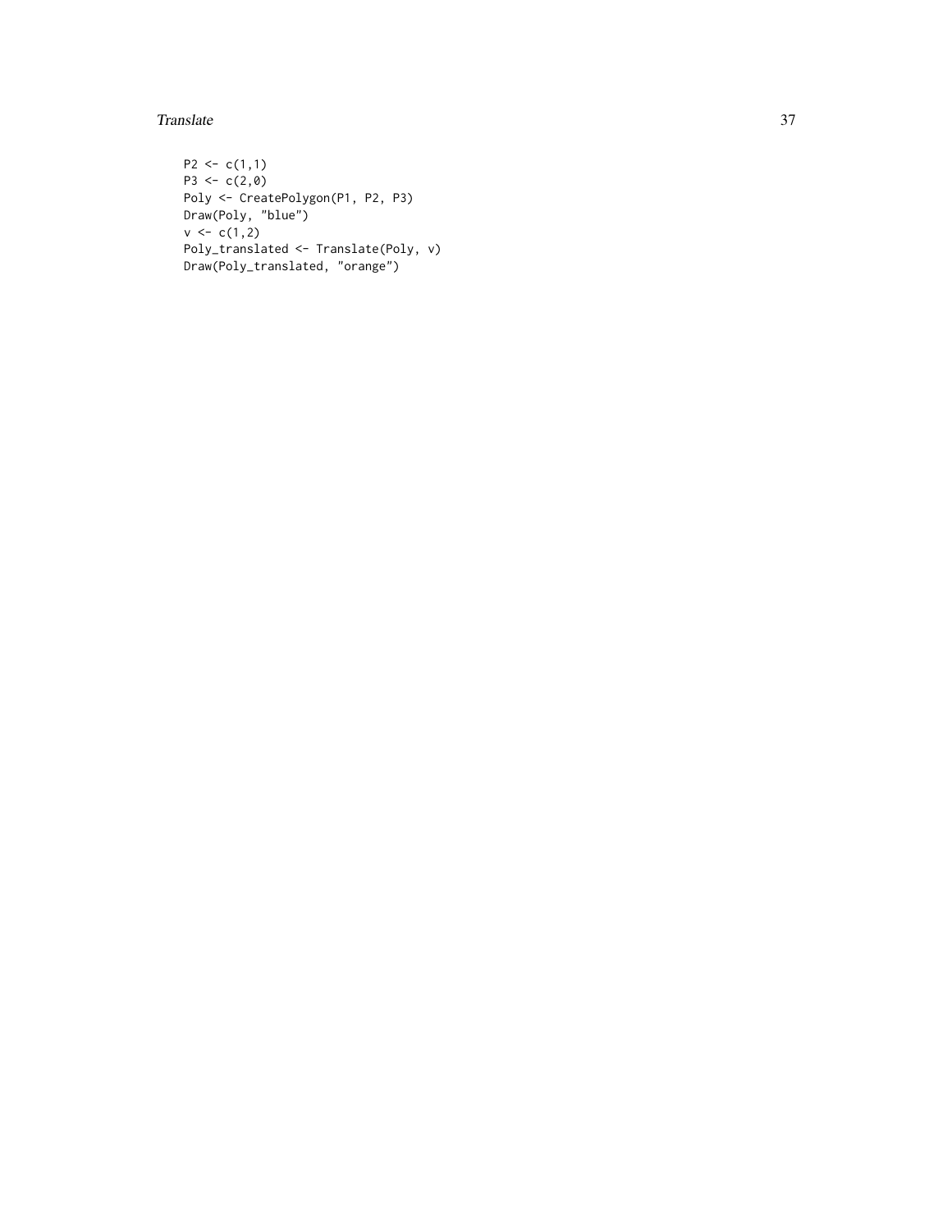```
P2 <- c(1,1)
P3 <- c(2,0)
Poly <- CreatePolygon(P1, P2, P3)
Draw(Poly, "blue")
v <- c(1,2)
Poly_translated <- Translate(Poly, v)
Draw(Poly_translated, "orange")
```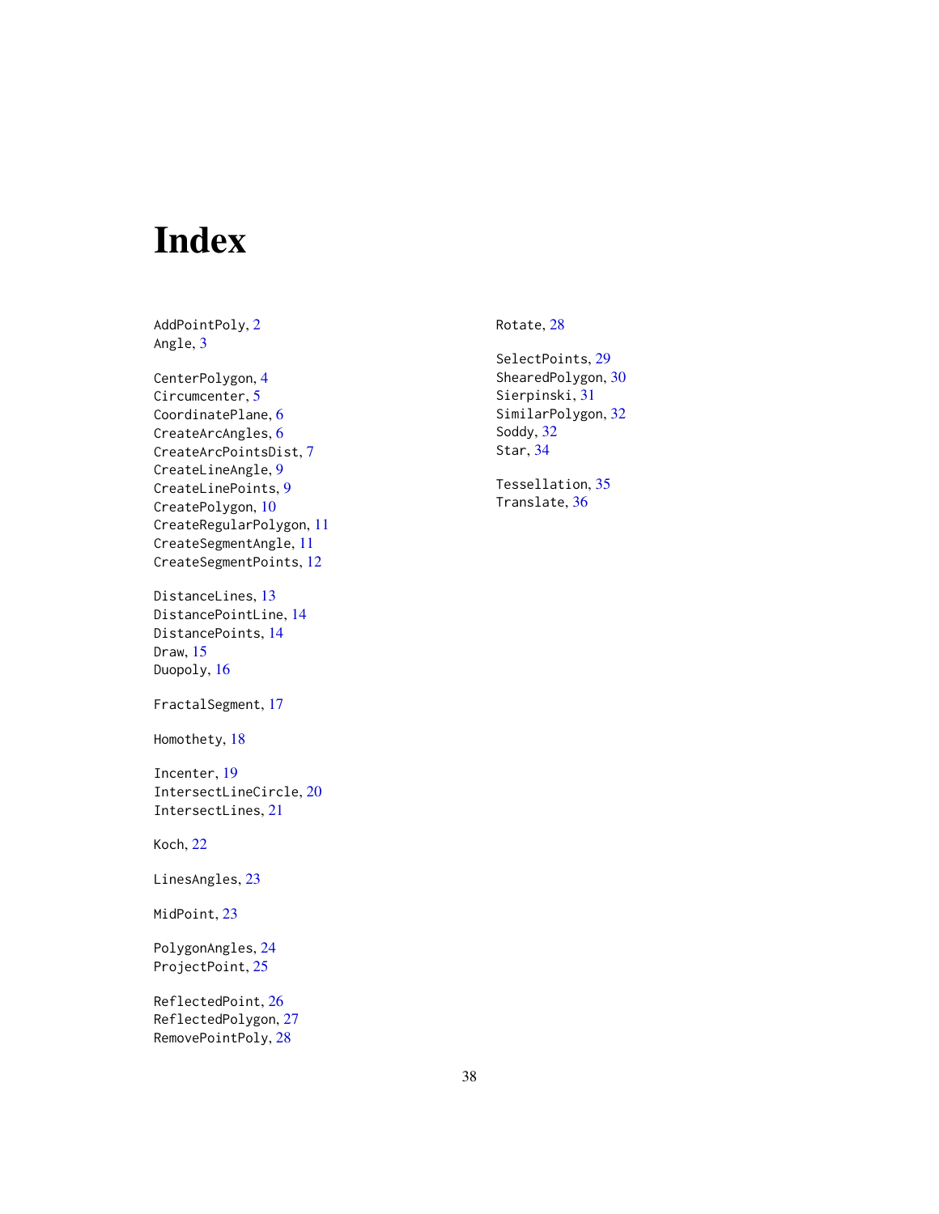# Index

AddPointPoly, 2
Angle, 3

CenterPolygon, 4
Circumcenter, 5
CoordinatePlane, 6
CreateArcAngles, 6
CreateArcPointsDist, 7
CreateLineAngle, 9
CreateLinePoints, 9
CreatePolygon, 10
CreateRegularPolygon, 11
CreateSegmentAngle, 11
CreateSegmentPoints, 12

DistanceLines, 13
DistancePointLine, 14
DistancePoints, 14
Draw, 15
Duopoly, 16

FractalSegment, 17

Homothety, 18

Incenter, 19
IntersectLineCircle, 20
IntersectLines, 21

Koch, 22

LinesAngles, 23

MidPoint, 23

PolygonAngles, 24
ProjectPoint, 25

ReflectedPoint, 26
ReflectedPolygon, 27
RemovePointPoly, 28
Rotate, 28

SelectPoints, 29
ShearedPolygon, 30
Sierpinski, 31
SimilarPolygon, 32
Soddy, 32
Star, 34

Tessellation, 35
Translate, 36